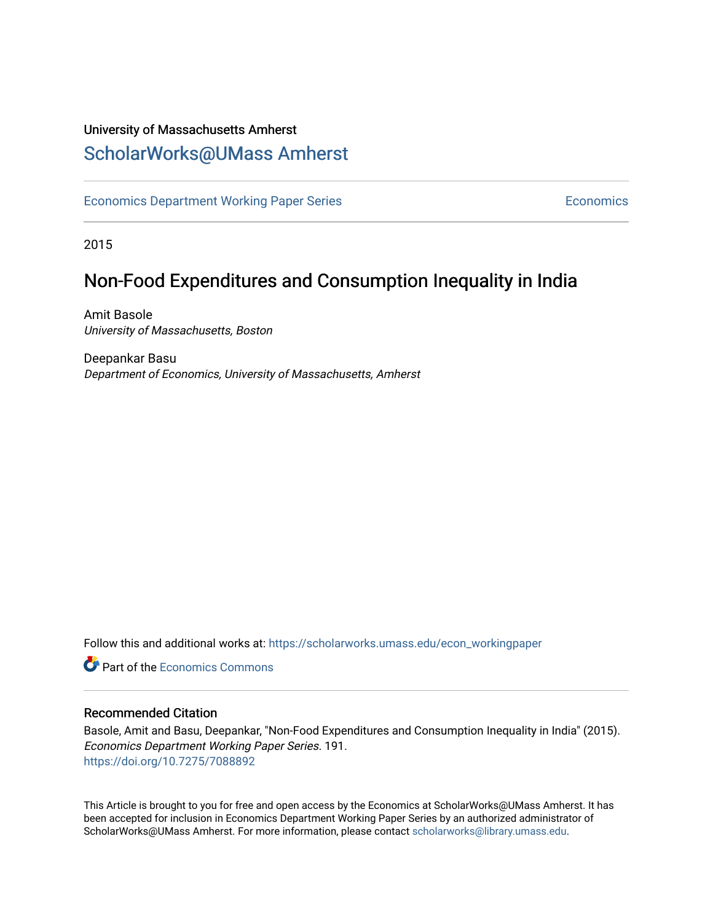University of Massachusetts Amherst

# ScholarWorks@UMass Amherst

Economics Department Working Paper Series | Economics

2015

## Non-Food Expenditures and Consumption Inequality in India

Amit Basole
*University of Massachusetts, Boston*

Deepankar Basu
*Department of Economics, University of Massachusetts, Amherst*

Follow this and additional works at: https://scholarworks.umass.edu/econ_workingpaper

Part of the Economics Commons

### Recommended Citation

Basole, Amit and Basu, Deepankar, "Non-Food Expenditures and Consumption Inequality in India" (2015). *Economics Department Working Paper Series*. 191.
https://doi.org/10.7275/7088892

This Article is brought to you for free and open access by the Economics at ScholarWorks@UMass Amherst. It has been accepted for inclusion in Economics Department Working Paper Series by an authorized administrator of ScholarWorks@UMass Amherst. For more information, please contact scholarworks@library.umass.edu.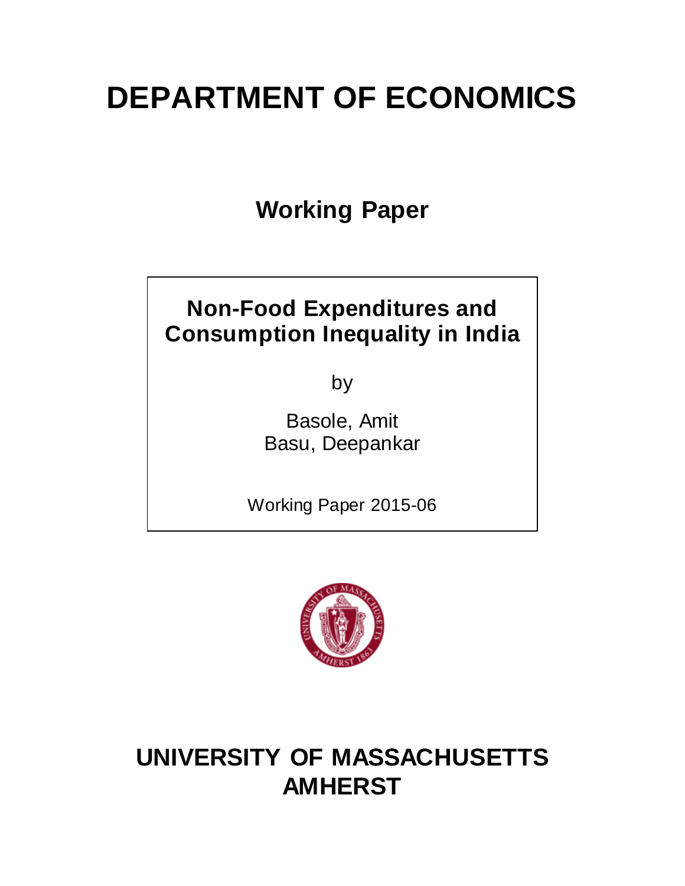# DEPARTMENT OF ECONOMICS

## Working Paper

**Non-Food Expenditures and Consumption Inequality in India**

by

Basole, Amit
Basu, Deepankar

Working Paper 2015-06

# UNIVERSITY OF MASSACHUSETTS AMHERST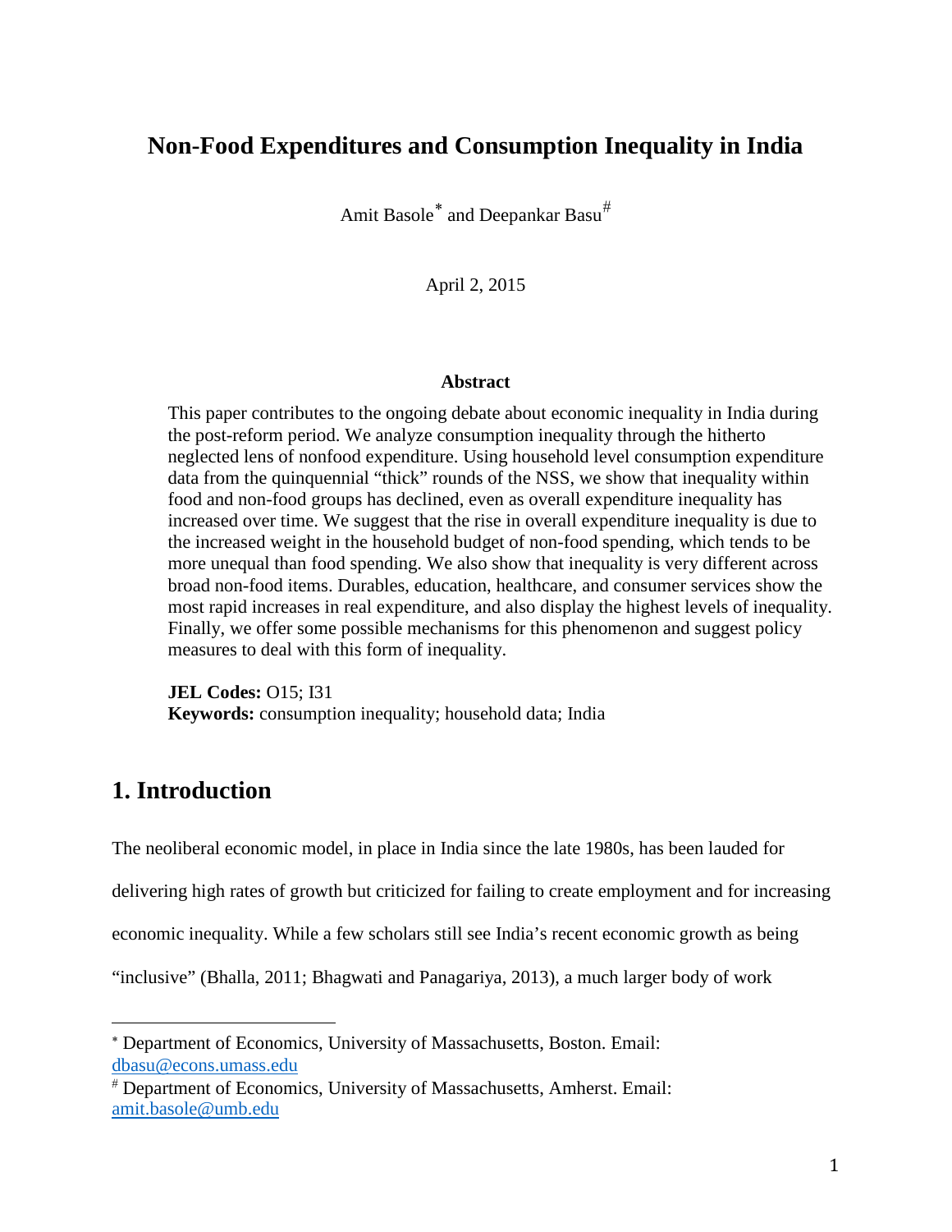# Non-Food Expenditures and Consumption Inequality in India

Amit Basole[*] and Deepankar Basu[#]

April 2, 2015

### Abstract

This paper contributes to the ongoing debate about economic inequality in India during the post-reform period. We analyze consumption inequality through the hitherto neglected lens of nonfood expenditure. Using household level consumption expenditure data from the quinquennial "thick" rounds of the NSS, we show that inequality within food and non-food groups has declined, even as overall expenditure inequality has increased over time. We suggest that the rise in overall expenditure inequality is due to the increased weight in the household budget of non-food spending, which tends to be more unequal than food spending. We also show that inequality is very different across broad non-food items. Durables, education, healthcare, and consumer services show the most rapid increases in real expenditure, and also display the highest levels of inequality. Finally, we offer some possible mechanisms for this phenomenon and suggest policy measures to deal with this form of inequality.

**JEL Codes:** O15; I31
**Keywords:** consumption inequality; household data; India

## 1. Introduction

The neoliberal economic model, in place in India since the late 1980s, has been lauded for delivering high rates of growth but criticized for failing to create employment and for increasing economic inequality. While a few scholars still see India's recent economic growth as being "inclusive" (Bhalla, 2011; Bhagwati and Panagariya, 2013), a much larger body of work

---

[*] Department of Economics, University of Massachusetts, Boston. Email: dbasu@econs.umass.edu

[#] Department of Economics, University of Massachusetts, Amherst. Email: amit.basole@umb.edu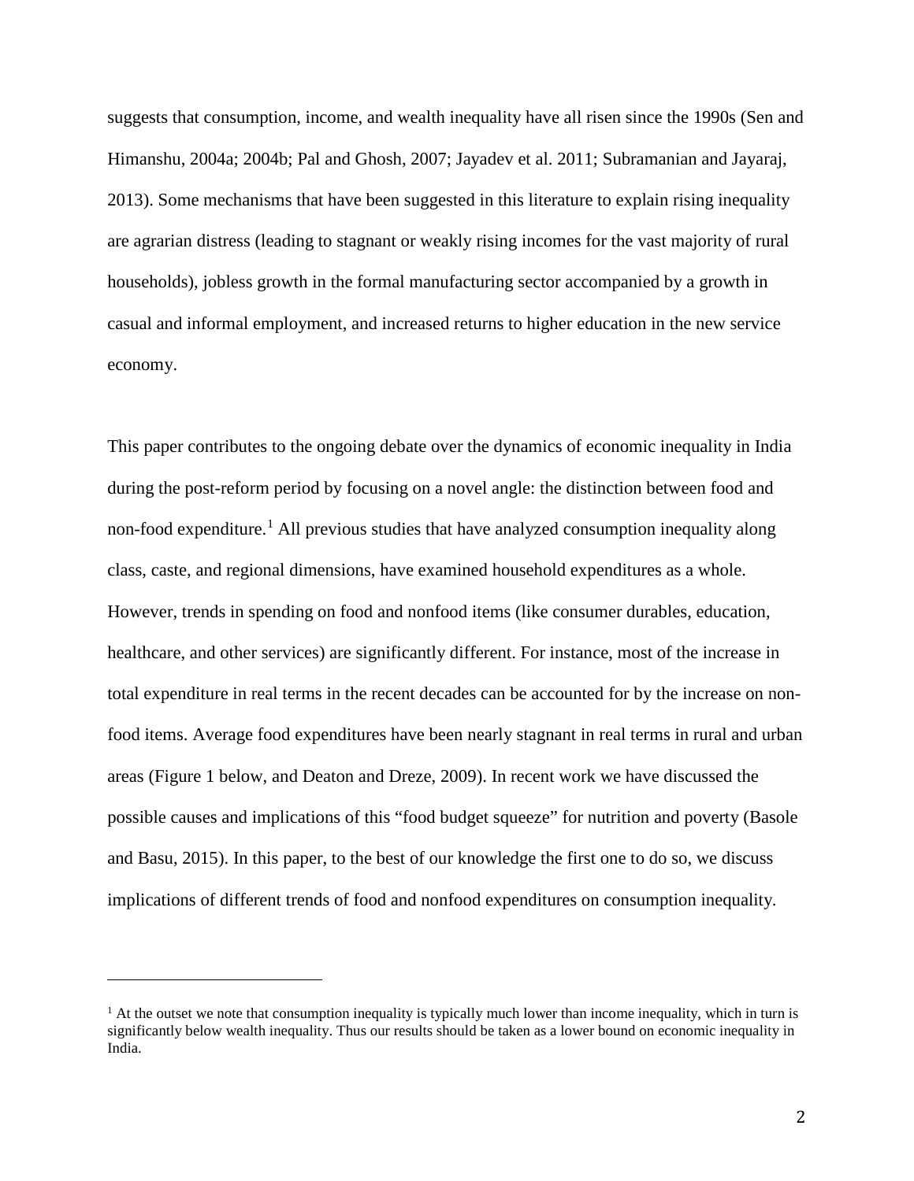suggests that consumption, income, and wealth inequality have all risen since the 1990s (Sen and Himanshu, 2004a; 2004b; Pal and Ghosh, 2007; Jayadev et al. 2011; Subramanian and Jayaraj, 2013). Some mechanisms that have been suggested in this literature to explain rising inequality are agrarian distress (leading to stagnant or weakly rising incomes for the vast majority of rural households), jobless growth in the formal manufacturing sector accompanied by a growth in casual and informal employment, and increased returns to higher education in the new service economy.

This paper contributes to the ongoing debate over the dynamics of economic inequality in India during the post-reform period by focusing on a novel angle: the distinction between food and non-food expenditure.[1] All previous studies that have analyzed consumption inequality along class, caste, and regional dimensions, have examined household expenditures as a whole. However, trends in spending on food and nonfood items (like consumer durables, education, healthcare, and other services) are significantly different. For instance, most of the increase in total expenditure in real terms in the recent decades can be accounted for by the increase on non-food items. Average food expenditures have been nearly stagnant in real terms in rural and urban areas (Figure 1 below, and Deaton and Dreze, 2009). In recent work we have discussed the possible causes and implications of this "food budget squeeze" for nutrition and poverty (Basole and Basu, 2015). In this paper, to the best of our knowledge the first one to do so, we discuss implications of different trends of food and nonfood expenditures on consumption inequality.

---

[1] At the outset we note that consumption inequality is typically much lower than income inequality, which in turn is significantly below wealth inequality. Thus our results should be taken as a lower bound on economic inequality in India.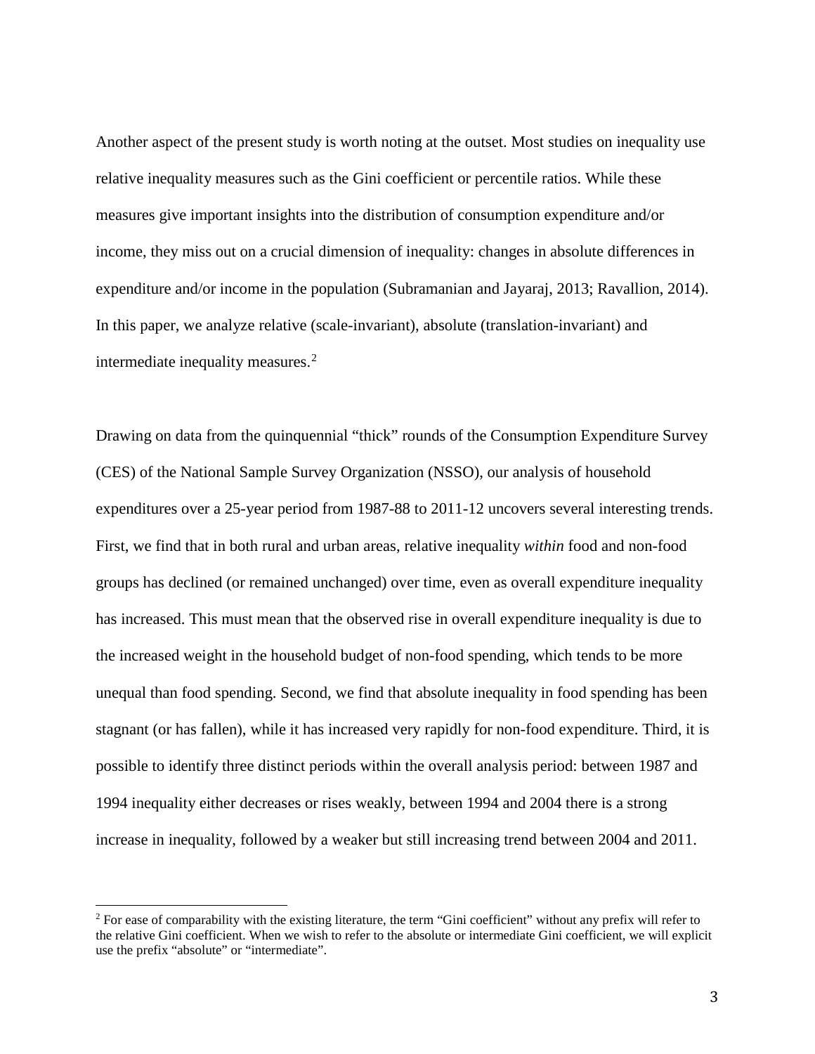Another aspect of the present study is worth noting at the outset. Most studies on inequality use relative inequality measures such as the Gini coefficient or percentile ratios. While these measures give important insights into the distribution of consumption expenditure and/or income, they miss out on a crucial dimension of inequality: changes in absolute differences in expenditure and/or income in the population (Subramanian and Jayaraj, 2013; Ravallion, 2014). In this paper, we analyze relative (scale-invariant), absolute (translation-invariant) and intermediate inequality measures.[2]

Drawing on data from the quinquennial "thick" rounds of the Consumption Expenditure Survey (CES) of the National Sample Survey Organization (NSSO), our analysis of household expenditures over a 25-year period from 1987-88 to 2011-12 uncovers several interesting trends. First, we find that in both rural and urban areas, relative inequality *within* food and non-food groups has declined (or remained unchanged) over time, even as overall expenditure inequality has increased. This must mean that the observed rise in overall expenditure inequality is due to the increased weight in the household budget of non-food spending, which tends to be more unequal than food spending. Second, we find that absolute inequality in food spending has been stagnant (or has fallen), while it has increased very rapidly for non-food expenditure. Third, it is possible to identify three distinct periods within the overall analysis period: between 1987 and 1994 inequality either decreases or rises weakly, between 1994 and 2004 there is a strong increase in inequality, followed by a weaker but still increasing trend between 2004 and 2011.

[2] For ease of comparability with the existing literature, the term "Gini coefficient" without any prefix will refer to the relative Gini coefficient. When we wish to refer to the absolute or intermediate Gini coefficient, we will explicit use the prefix "absolute" or "intermediate".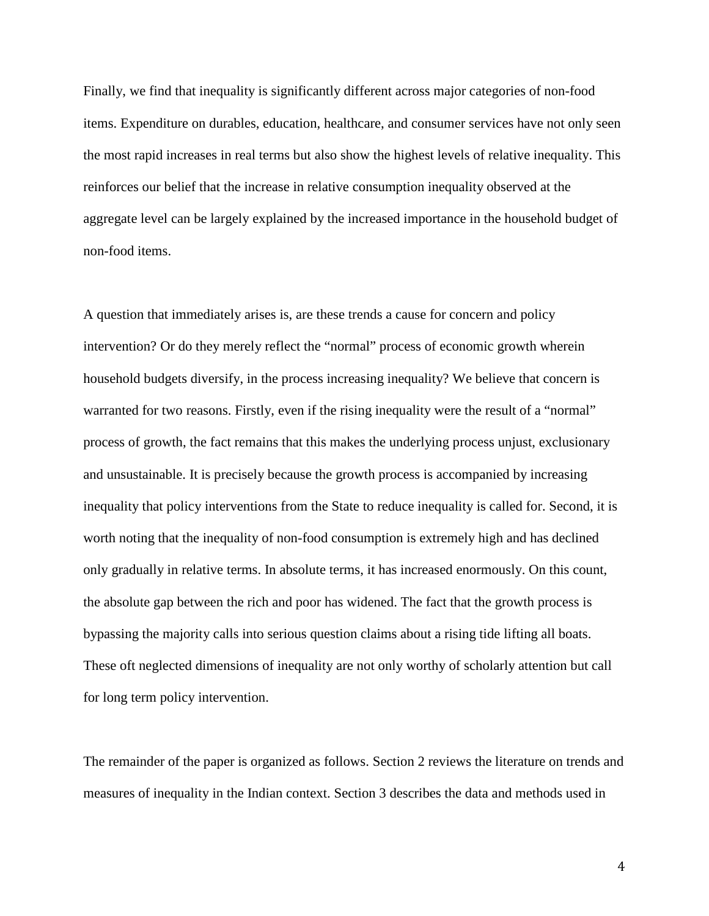Finally, we find that inequality is significantly different across major categories of non-food items. Expenditure on durables, education, healthcare, and consumer services have not only seen the most rapid increases in real terms but also show the highest levels of relative inequality. This reinforces our belief that the increase in relative consumption inequality observed at the aggregate level can be largely explained by the increased importance in the household budget of non-food items.

A question that immediately arises is, are these trends a cause for concern and policy intervention? Or do they merely reflect the "normal" process of economic growth wherein household budgets diversify, in the process increasing inequality? We believe that concern is warranted for two reasons. Firstly, even if the rising inequality were the result of a "normal" process of growth, the fact remains that this makes the underlying process unjust, exclusionary and unsustainable. It is precisely because the growth process is accompanied by increasing inequality that policy interventions from the State to reduce inequality is called for. Second, it is worth noting that the inequality of non-food consumption is extremely high and has declined only gradually in relative terms. In absolute terms, it has increased enormously. On this count, the absolute gap between the rich and poor has widened. The fact that the growth process is bypassing the majority calls into serious question claims about a rising tide lifting all boats. These oft neglected dimensions of inequality are not only worthy of scholarly attention but call for long term policy intervention.

The remainder of the paper is organized as follows. Section 2 reviews the literature on trends and measures of inequality in the Indian context. Section 3 describes the data and methods used in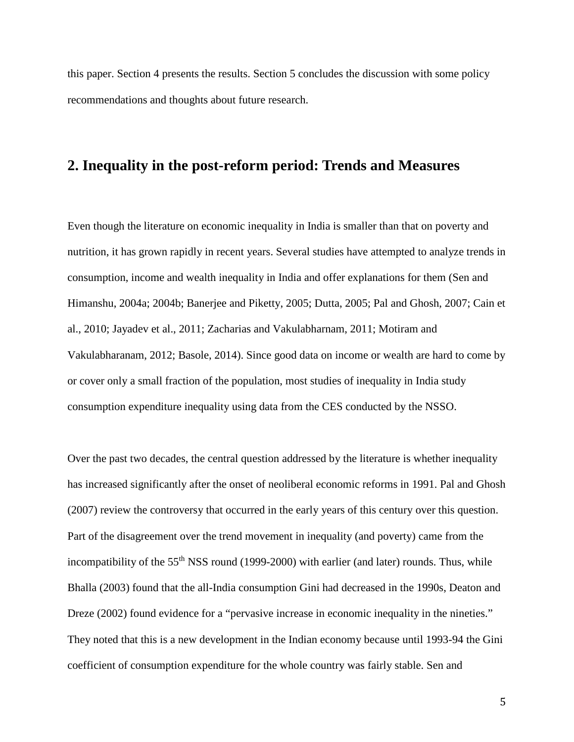this paper. Section 4 presents the results. Section 5 concludes the discussion with some policy recommendations and thoughts about future research.

## 2. Inequality in the post-reform period: Trends and Measures

Even though the literature on economic inequality in India is smaller than that on poverty and nutrition, it has grown rapidly in recent years. Several studies have attempted to analyze trends in consumption, income and wealth inequality in India and offer explanations for them (Sen and Himanshu, 2004a; 2004b; Banerjee and Piketty, 2005; Dutta, 2005; Pal and Ghosh, 2007; Cain et al., 2010; Jayadev et al., 2011; Zacharias and Vakulabharnam, 2011; Motiram and Vakulabharanam, 2012; Basole, 2014). Since good data on income or wealth are hard to come by or cover only a small fraction of the population, most studies of inequality in India study consumption expenditure inequality using data from the CES conducted by the NSSO.

Over the past two decades, the central question addressed by the literature is whether inequality has increased significantly after the onset of neoliberal economic reforms in 1991. Pal and Ghosh (2007) review the controversy that occurred in the early years of this century over this question. Part of the disagreement over the trend movement in inequality (and poverty) came from the incompatibility of the 55th NSS round (1999-2000) with earlier (and later) rounds. Thus, while Bhalla (2003) found that the all-India consumption Gini had decreased in the 1990s, Deaton and Dreze (2002) found evidence for a "pervasive increase in economic inequality in the nineties." They noted that this is a new development in the Indian economy because until 1993-94 the Gini coefficient of consumption expenditure for the whole country was fairly stable. Sen and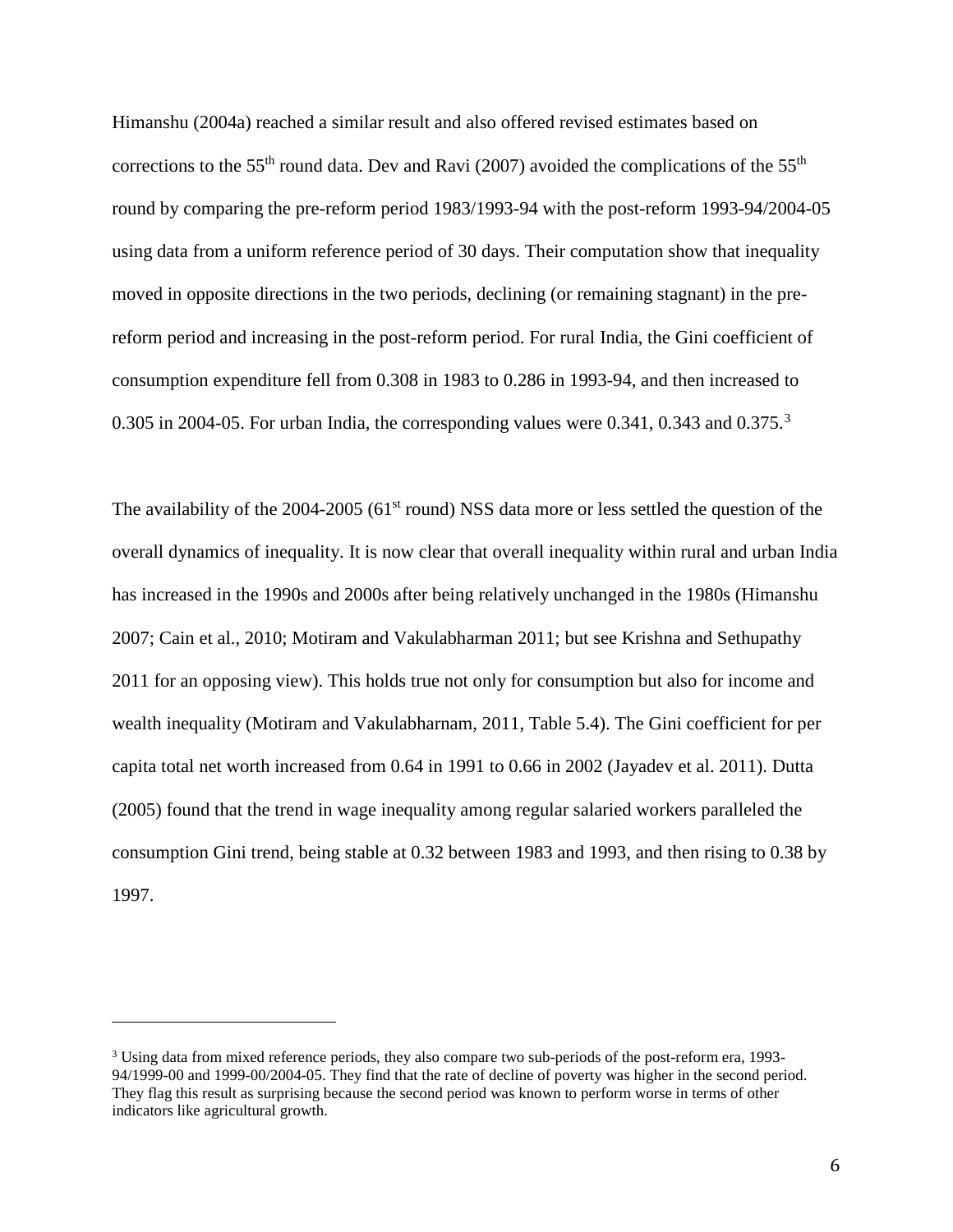Himanshu (2004a) reached a similar result and also offered revised estimates based on corrections to the 55$^{th}$ round data. Dev and Ravi (2007) avoided the complications of the 55$^{th}$ round by comparing the pre-reform period 1983/1993-94 with the post-reform 1993-94/2004-05 using data from a uniform reference period of 30 days. Their computation show that inequality moved in opposite directions in the two periods, declining (or remaining stagnant) in the pre-reform period and increasing in the post-reform period. For rural India, the Gini coefficient of consumption expenditure fell from 0.308 in 1983 to 0.286 in 1993-94, and then increased to 0.305 in 2004-05. For urban India, the corresponding values were 0.341, 0.343 and 0.375.[3]

The availability of the 2004-2005 (61$^{st}$ round) NSS data more or less settled the question of the overall dynamics of inequality. It is now clear that overall inequality within rural and urban India has increased in the 1990s and 2000s after being relatively unchanged in the 1980s (Himanshu 2007; Cain et al., 2010; Motiram and Vakulabharman 2011; but see Krishna and Sethupathy 2011 for an opposing view). This holds true not only for consumption but also for income and wealth inequality (Motiram and Vakulabharnam, 2011, Table 5.4). The Gini coefficient for per capita total net worth increased from 0.64 in 1991 to 0.66 in 2002 (Jayadev et al. 2011). Dutta (2005) found that the trend in wage inequality among regular salaried workers paralleled the consumption Gini trend, being stable at 0.32 between 1983 and 1993, and then rising to 0.38 by 1997.

---

[3] Using data from mixed reference periods, they also compare two sub-periods of the post-reform era, 1993-94/1999-00 and 1999-00/2004-05. They find that the rate of decline of poverty was higher in the second period. They flag this result as surprising because the second period was known to perform worse in terms of other indicators like agricultural growth.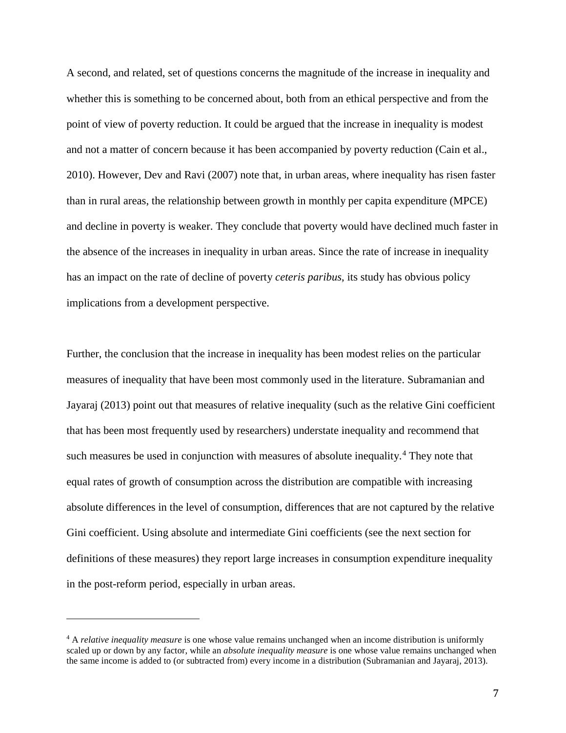A second, and related, set of questions concerns the magnitude of the increase in inequality and whether this is something to be concerned about, both from an ethical perspective and from the point of view of poverty reduction. It could be argued that the increase in inequality is modest and not a matter of concern because it has been accompanied by poverty reduction (Cain et al., 2010). However, Dev and Ravi (2007) note that, in urban areas, where inequality has risen faster than in rural areas, the relationship between growth in monthly per capita expenditure (MPCE) and decline in poverty is weaker. They conclude that poverty would have declined much faster in the absence of the increases in inequality in urban areas. Since the rate of increase in inequality has an impact on the rate of decline of poverty *ceteris paribus*, its study has obvious policy implications from a development perspective.

Further, the conclusion that the increase in inequality has been modest relies on the particular measures of inequality that have been most commonly used in the literature. Subramanian and Jayaraj (2013) point out that measures of relative inequality (such as the relative Gini coefficient that has been most frequently used by researchers) understate inequality and recommend that such measures be used in conjunction with measures of absolute inequality.[4] They note that equal rates of growth of consumption across the distribution are compatible with increasing absolute differences in the level of consumption, differences that are not captured by the relative Gini coefficient. Using absolute and intermediate Gini coefficients (see the next section for definitions of these measures) they report large increases in consumption expenditure inequality in the post-reform period, especially in urban areas.

[4] A *relative inequality measure* is one whose value remains unchanged when an income distribution is uniformly scaled up or down by any factor, while an *absolute inequality measure* is one whose value remains unchanged when the same income is added to (or subtracted from) every income in a distribution (Subramanian and Jayaraj, 2013).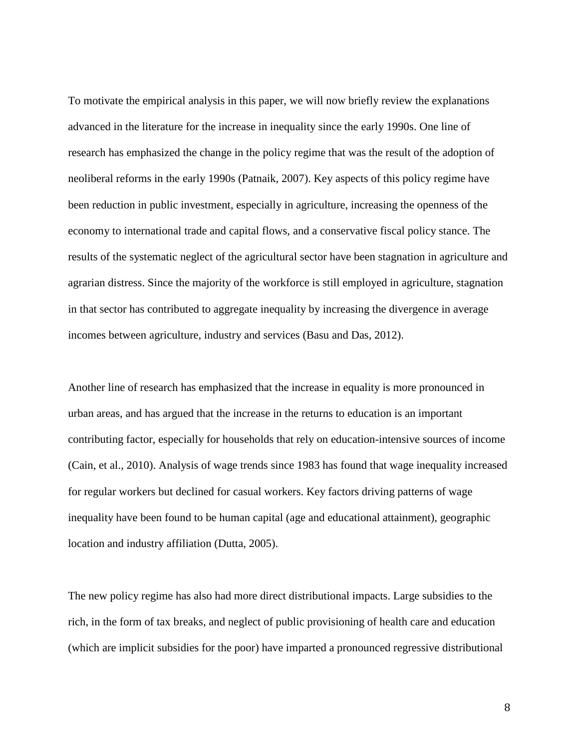To motivate the empirical analysis in this paper, we will now briefly review the explanations advanced in the literature for the increase in inequality since the early 1990s. One line of research has emphasized the change in the policy regime that was the result of the adoption of neoliberal reforms in the early 1990s (Patnaik, 2007). Key aspects of this policy regime have been reduction in public investment, especially in agriculture, increasing the openness of the economy to international trade and capital flows, and a conservative fiscal policy stance. The results of the systematic neglect of the agricultural sector have been stagnation in agriculture and agrarian distress. Since the majority of the workforce is still employed in agriculture, stagnation in that sector has contributed to aggregate inequality by increasing the divergence in average incomes between agriculture, industry and services (Basu and Das, 2012).

Another line of research has emphasized that the increase in equality is more pronounced in urban areas, and has argued that the increase in the returns to education is an important contributing factor, especially for households that rely on education-intensive sources of income (Cain, et al., 2010). Analysis of wage trends since 1983 has found that wage inequality increased for regular workers but declined for casual workers. Key factors driving patterns of wage inequality have been found to be human capital (age and educational attainment), geographic location and industry affiliation (Dutta, 2005).

The new policy regime has also had more direct distributional impacts. Large subsidies to the rich, in the form of tax breaks, and neglect of public provisioning of health care and education (which are implicit subsidies for the poor) have imparted a pronounced regressive distributional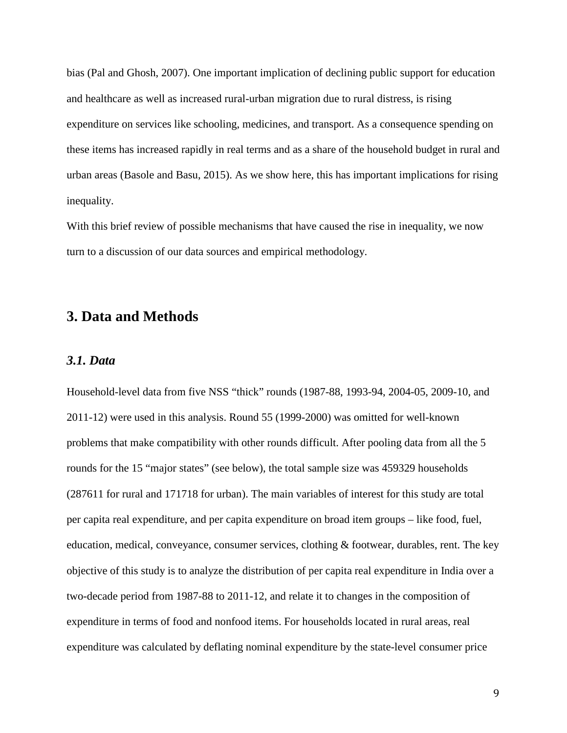bias (Pal and Ghosh, 2007). One important implication of declining public support for education and healthcare as well as increased rural-urban migration due to rural distress, is rising expenditure on services like schooling, medicines, and transport. As a consequence spending on these items has increased rapidly in real terms and as a share of the household budget in rural and urban areas (Basole and Basu, 2015). As we show here, this has important implications for rising inequality.

With this brief review of possible mechanisms that have caused the rise in inequality, we now turn to a discussion of our data sources and empirical methodology.

## 3. Data and Methods

### *3.1. Data*

Household-level data from five NSS "thick" rounds (1987-88, 1993-94, 2004-05, 2009-10, and 2011-12) were used in this analysis. Round 55 (1999-2000) was omitted for well-known problems that make compatibility with other rounds difficult. After pooling data from all the 5 rounds for the 15 "major states" (see below), the total sample size was 459329 households (287611 for rural and 171718 for urban). The main variables of interest for this study are total per capita real expenditure, and per capita expenditure on broad item groups – like food, fuel, education, medical, conveyance, consumer services, clothing & footwear, durables, rent. The key objective of this study is to analyze the distribution of per capita real expenditure in India over a two-decade period from 1987-88 to 2011-12, and relate it to changes in the composition of expenditure in terms of food and nonfood items. For households located in rural areas, real expenditure was calculated by deflating nominal expenditure by the state-level consumer price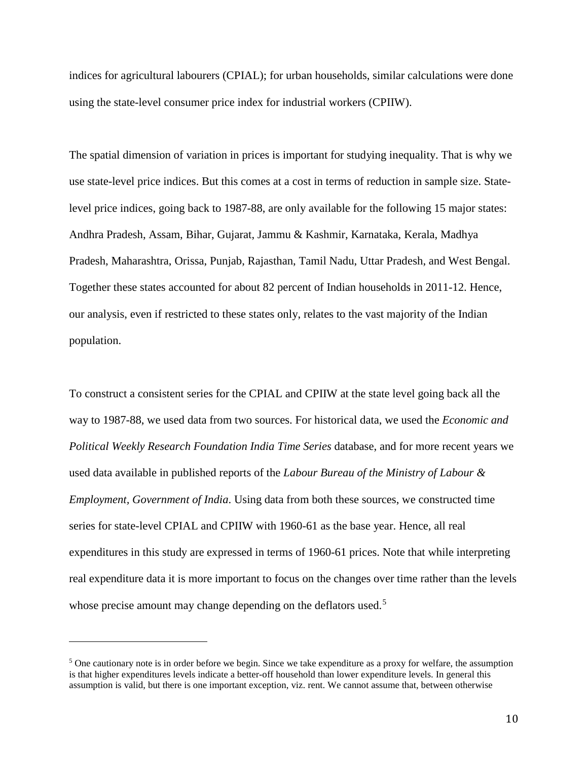indices for agricultural labourers (CPIAL); for urban households, similar calculations were done using the state-level consumer price index for industrial workers (CPIIW).

The spatial dimension of variation in prices is important for studying inequality. That is why we use state-level price indices. But this comes at a cost in terms of reduction in sample size. State-level price indices, going back to 1987-88, are only available for the following 15 major states: Andhra Pradesh, Assam, Bihar, Gujarat, Jammu & Kashmir, Karnataka, Kerala, Madhya Pradesh, Maharashtra, Orissa, Punjab, Rajasthan, Tamil Nadu, Uttar Pradesh, and West Bengal. Together these states accounted for about 82 percent of Indian households in 2011-12. Hence, our analysis, even if restricted to these states only, relates to the vast majority of the Indian population.

To construct a consistent series for the CPIAL and CPIIW at the state level going back all the way to 1987-88, we used data from two sources. For historical data, we used the *Economic and Political Weekly Research Foundation India Time Series* database, and for more recent years we used data available in published reports of the *Labour Bureau of the Ministry of Labour & Employment, Government of India*. Using data from both these sources, we constructed time series for state-level CPIAL and CPIIW with 1960-61 as the base year. Hence, all real expenditures in this study are expressed in terms of 1960-61 prices. Note that while interpreting real expenditure data it is more important to focus on the changes over time rather than the levels whose precise amount may change depending on the deflators used.[5]

---

[5] One cautionary note is in order before we begin. Since we take expenditure as a proxy for welfare, the assumption is that higher expenditures levels indicate a better-off household than lower expenditure levels. In general this assumption is valid, but there is one important exception, viz. rent. We cannot assume that, between otherwise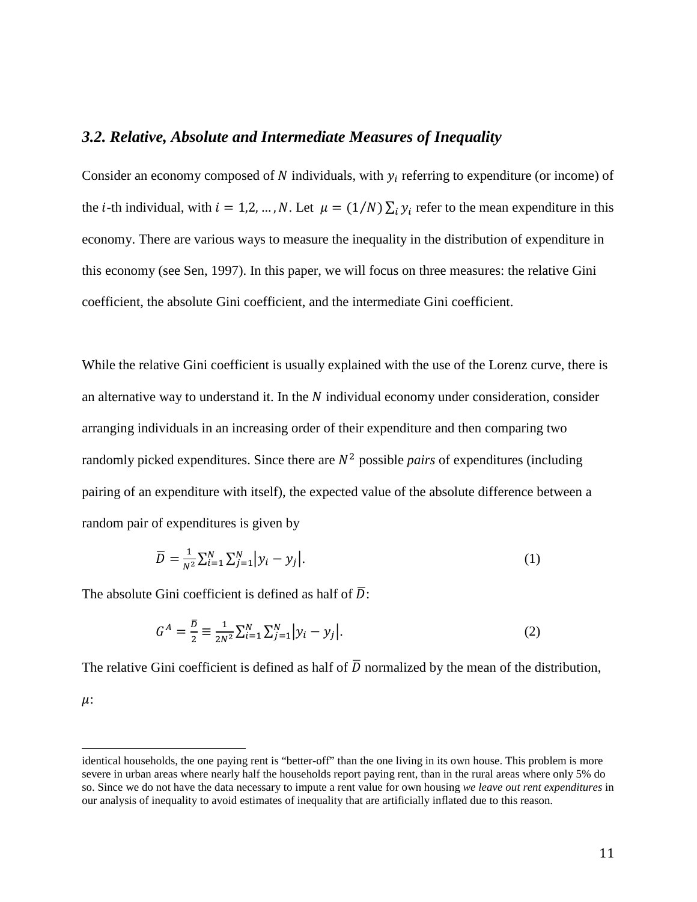### *3.2. Relative, Absolute and Intermediate Measures of Inequality*

Consider an economy composed of $N$ individuals, with $y_i$ referring to expenditure (or income) of the $i$-th individual, with $i = 1,2, \ldots, N$. Let $\mu = (1/N)\sum_i y_i$ refer to the mean expenditure in this economy. There are various ways to measure the inequality in the distribution of expenditure in this economy (see Sen, 1997). In this paper, we will focus on three measures: the relative Gini coefficient, the absolute Gini coefficient, and the intermediate Gini coefficient.

While the relative Gini coefficient is usually explained with the use of the Lorenz curve, there is an alternative way to understand it. In the $N$ individual economy under consideration, consider arranging individuals in an increasing order of their expenditure and then comparing two randomly picked expenditures. Since there are $N^2$ possible *pairs* of expenditures (including pairing of an expenditure with itself), the expected value of the absolute difference between a random pair of expenditures is given by

$$\bar{D} = \frac{1}{N^2}\sum_{i=1}^{N}\sum_{j=1}^{N}\left|y_i - y_j\right|. \tag{1}$$

The absolute Gini coefficient is defined as half of $\bar{D}$:

$$G^A = \frac{\bar{D}}{2} \equiv \frac{1}{2N^2}\sum_{i=1}^{N}\sum_{j=1}^{N}\left|y_i - y_j\right|. \tag{2}$$

The relative Gini coefficient is defined as half of $\bar{D}$ normalized by the mean of the distribution, $\mu$:

identical households, the one paying rent is "better-off" than the one living in its own house. This problem is more severe in urban areas where nearly half the households report paying rent, than in the rural areas where only 5% do so. Since we do not have the data necessary to impute a rent value for own housing *we leave out rent expenditures* in our analysis of inequality to avoid estimates of inequality that are artificially inflated due to this reason.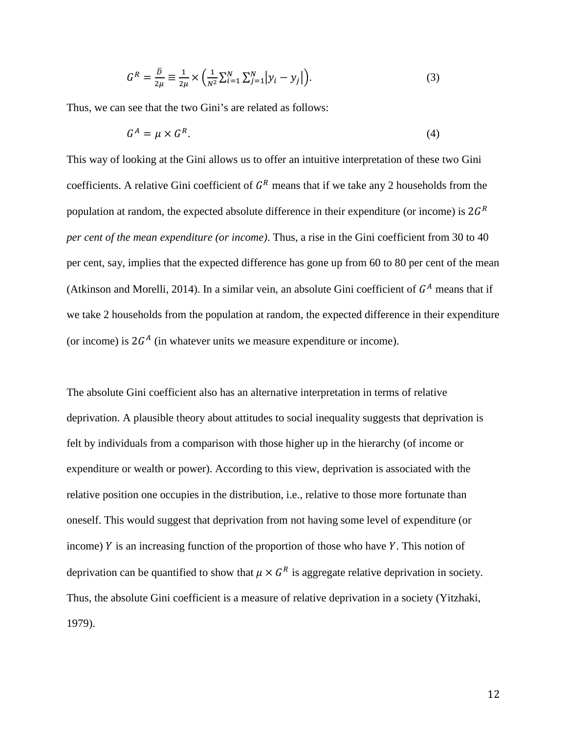$$G^R = \frac{\bar{D}}{2\mu} \equiv \frac{1}{2\mu} \times \left( \frac{1}{N^2} \sum_{i=1}^{N} \sum_{j=1}^{N} |y_i - y_j| \right). \tag{3}$$

Thus, we can see that the two Gini's are related as follows:

$$G^A = \mu \times G^R. \tag{4}$$

This way of looking at the Gini allows us to offer an intuitive interpretation of these two Gini coefficients. A relative Gini coefficient of $G^R$ means that if we take any 2 households from the population at random, the expected absolute difference in their expenditure (or income) is $2G^R$ *per cent of the mean expenditure (or income)*. Thus, a rise in the Gini coefficient from 30 to 40 per cent, say, implies that the expected difference has gone up from 60 to 80 per cent of the mean (Atkinson and Morelli, 2014). In a similar vein, an absolute Gini coefficient of $G^A$ means that if we take 2 households from the population at random, the expected difference in their expenditure (or income) is $2G^A$ (in whatever units we measure expenditure or income).

The absolute Gini coefficient also has an alternative interpretation in terms of relative deprivation. A plausible theory about attitudes to social inequality suggests that deprivation is felt by individuals from a comparison with those higher up in the hierarchy (of income or expenditure or wealth or power). According to this view, deprivation is associated with the relative position one occupies in the distribution, i.e., relative to those more fortunate than oneself. This would suggest that deprivation from not having some level of expenditure (or income) $Y$ is an increasing function of the proportion of those who have $Y$. This notion of deprivation can be quantified to show that $\mu \times G^R$ is aggregate relative deprivation in society. Thus, the absolute Gini coefficient is a measure of relative deprivation in a society (Yitzhaki, 1979).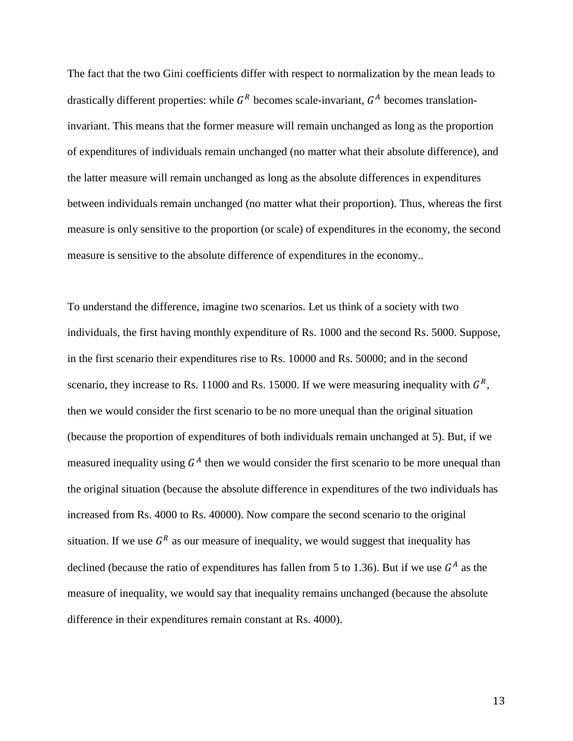The fact that the two Gini coefficients differ with respect to normalization by the mean leads to drastically different properties: while $G^R$ becomes scale-invariant, $G^A$ becomes translation-invariant. This means that the former measure will remain unchanged as long as the proportion of expenditures of individuals remain unchanged (no matter what their absolute difference), and the latter measure will remain unchanged as long as the absolute differences in expenditures between individuals remain unchanged (no matter what their proportion). Thus, whereas the first measure is only sensitive to the proportion (or scale) of expenditures in the economy, the second measure is sensitive to the absolute difference of expenditures in the economy..

To understand the difference, imagine two scenarios. Let us think of a society with two individuals, the first having monthly expenditure of Rs. 1000 and the second Rs. 5000. Suppose, in the first scenario their expenditures rise to Rs. 10000 and Rs. 50000; and in the second scenario, they increase to Rs. 11000 and Rs. 15000. If we were measuring inequality with $G^R$, then we would consider the first scenario to be no more unequal than the original situation (because the proportion of expenditures of both individuals remain unchanged at 5). But, if we measured inequality using $G^A$ then we would consider the first scenario to be more unequal than the original situation (because the absolute difference in expenditures of the two individuals has increased from Rs. 4000 to Rs. 40000). Now compare the second scenario to the original situation. If we use $G^R$ as our measure of inequality, we would suggest that inequality has declined (because the ratio of expenditures has fallen from 5 to 1.36). But if we use $G^A$ as the measure of inequality, we would say that inequality remains unchanged (because the absolute difference in their expenditures remain constant at Rs. 4000).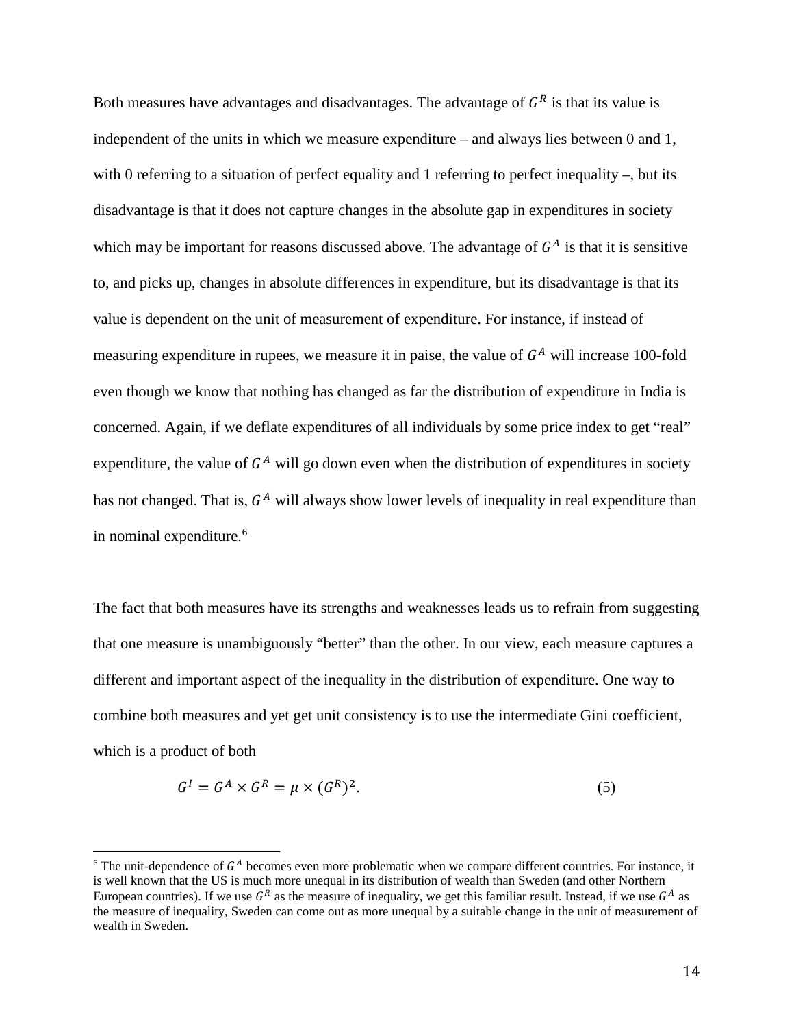Both measures have advantages and disadvantages. The advantage of $G^R$ is that its value is independent of the units in which we measure expenditure – and always lies between 0 and 1, with 0 referring to a situation of perfect equality and 1 referring to perfect inequality –, but its disadvantage is that it does not capture changes in the absolute gap in expenditures in society which may be important for reasons discussed above. The advantage of $G^A$ is that it is sensitive to, and picks up, changes in absolute differences in expenditure, but its disadvantage is that its value is dependent on the unit of measurement of expenditure. For instance, if instead of measuring expenditure in rupees, we measure it in paise, the value of $G^A$ will increase 100-fold even though we know that nothing has changed as far the distribution of expenditure in India is concerned. Again, if we deflate expenditures of all individuals by some price index to get "real" expenditure, the value of $G^A$ will go down even when the distribution of expenditures in society has not changed. That is, $G^A$ will always show lower levels of inequality in real expenditure than in nominal expenditure.[6]

The fact that both measures have its strengths and weaknesses leads us to refrain from suggesting that one measure is unambiguously "better" than the other. In our view, each measure captures a different and important aspect of the inequality in the distribution of expenditure. One way to combine both measures and yet get unit consistency is to use the intermediate Gini coefficient, which is a product of both

$$G^I = G^A \times G^R = \mu \times (G^R)^2. \tag{5}$$

[6] The unit-dependence of $G^A$ becomes even more problematic when we compare different countries. For instance, it is well known that the US is much more unequal in its distribution of wealth than Sweden (and other Northern European countries). If we use $G^R$ as the measure of inequality, we get this familiar result. Instead, if we use $G^A$ as the measure of inequality, Sweden can come out as more unequal by a suitable change in the unit of measurement of wealth in Sweden.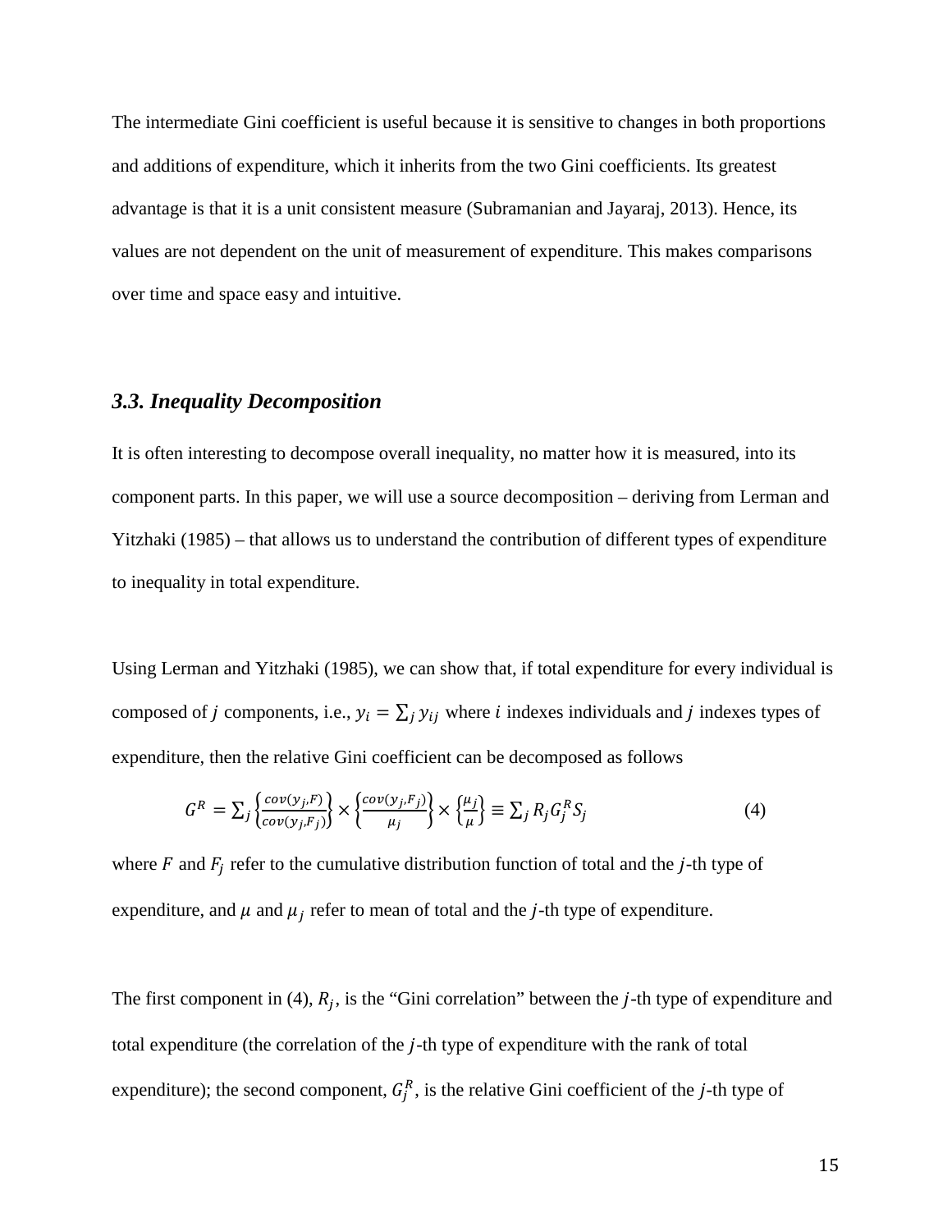The intermediate Gini coefficient is useful because it is sensitive to changes in both proportions and additions of expenditure, which it inherits from the two Gini coefficients. Its greatest advantage is that it is a unit consistent measure (Subramanian and Jayaraj, 2013). Hence, its values are not dependent on the unit of measurement of expenditure. This makes comparisons over time and space easy and intuitive.

### *3.3. Inequality Decomposition*

It is often interesting to decompose overall inequality, no matter how it is measured, into its component parts. In this paper, we will use a source decomposition – deriving from Lerman and Yitzhaki (1985) – that allows us to understand the contribution of different types of expenditure to inequality in total expenditure.

Using Lerman and Yitzhaki (1985), we can show that, if total expenditure for every individual is composed of $j$ components, i.e., $y_i = \sum_j y_{ij}$ where $i$ indexes individuals and $j$ indexes types of expenditure, then the relative Gini coefficient can be decomposed as follows

$$G^R = \sum_j \left\{\frac{cov(y_j, F)}{cov(y_j, F_j)}\right\} \times \left\{\frac{cov(y_j, F_j)}{\mu_j}\right\} \times \left\{\frac{\mu_j}{\mu}\right\} \equiv \sum_j R_j G_j^R S_j \qquad (4)$$

where $F$ and $F_j$ refer to the cumulative distribution function of total and the $j$-th type of expenditure, and $\mu$ and $\mu_j$ refer to mean of total and the $j$-th type of expenditure.

The first component in (4), $R_j$, is the "Gini correlation" between the $j$-th type of expenditure and total expenditure (the correlation of the $j$-th type of expenditure with the rank of total expenditure); the second component, $G_j^R$, is the relative Gini coefficient of the $j$-th type of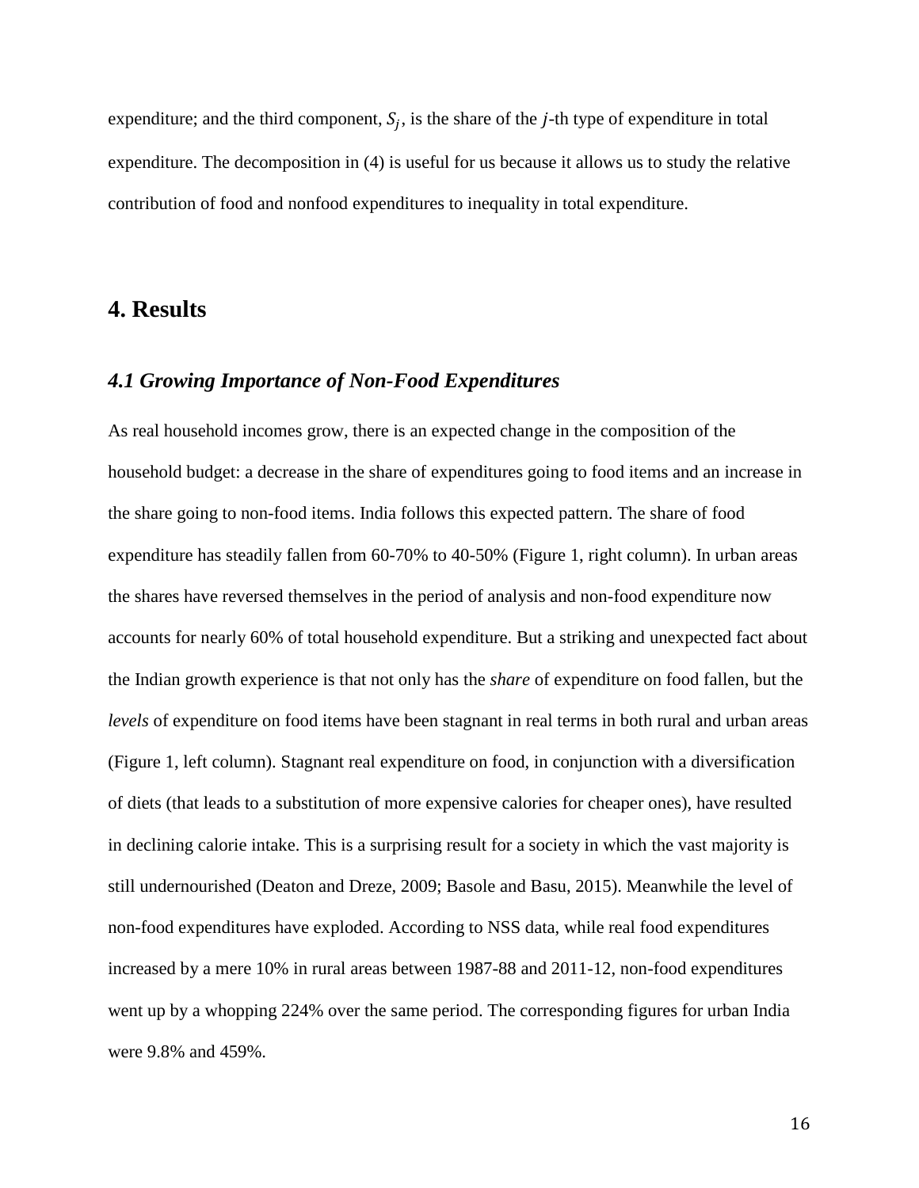expenditure; and the third component, $S_j$, is the share of the $j$-th type of expenditure in total expenditure. The decomposition in (4) is useful for us because it allows us to study the relative contribution of food and nonfood expenditures to inequality in total expenditure.

## 4. Results

### *4.1 Growing Importance of Non-Food Expenditures*

As real household incomes grow, there is an expected change in the composition of the household budget: a decrease in the share of expenditures going to food items and an increase in the share going to non-food items. India follows this expected pattern. The share of food expenditure has steadily fallen from 60-70% to 40-50% (Figure 1, right column). In urban areas the shares have reversed themselves in the period of analysis and non-food expenditure now accounts for nearly 60% of total household expenditure. But a striking and unexpected fact about the Indian growth experience is that not only has the *share* of expenditure on food fallen, but the *levels* of expenditure on food items have been stagnant in real terms in both rural and urban areas (Figure 1, left column). Stagnant real expenditure on food, in conjunction with a diversification of diets (that leads to a substitution of more expensive calories for cheaper ones), have resulted in declining calorie intake. This is a surprising result for a society in which the vast majority is still undernourished (Deaton and Dreze, 2009; Basole and Basu, 2015). Meanwhile the level of non-food expenditures have exploded. According to NSS data, while real food expenditures increased by a mere 10% in rural areas between 1987-88 and 2011-12, non-food expenditures went up by a whopping 224% over the same period. The corresponding figures for urban India were 9.8% and 459%.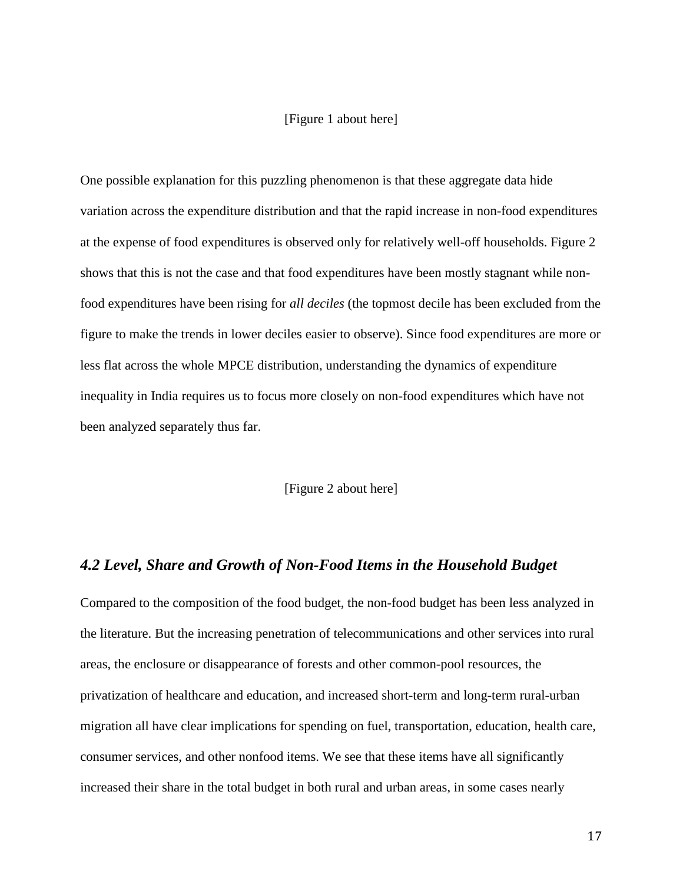[Figure 1 about here]

One possible explanation for this puzzling phenomenon is that these aggregate data hide variation across the expenditure distribution and that the rapid increase in non-food expenditures at the expense of food expenditures is observed only for relatively well-off households. Figure 2 shows that this is not the case and that food expenditures have been mostly stagnant while non-food expenditures have been rising for *all deciles* (the topmost decile has been excluded from the figure to make the trends in lower deciles easier to observe). Since food expenditures are more or less flat across the whole MPCE distribution, understanding the dynamics of expenditure inequality in India requires us to focus more closely on non-food expenditures which have not been analyzed separately thus far.

[Figure 2 about here]

### *4.2 Level, Share and Growth of Non-Food Items in the Household Budget*

Compared to the composition of the food budget, the non-food budget has been less analyzed in the literature. But the increasing penetration of telecommunications and other services into rural areas, the enclosure or disappearance of forests and other common-pool resources, the privatization of healthcare and education, and increased short-term and long-term rural-urban migration all have clear implications for spending on fuel, transportation, education, health care, consumer services, and other nonfood items. We see that these items have all significantly increased their share in the total budget in both rural and urban areas, in some cases nearly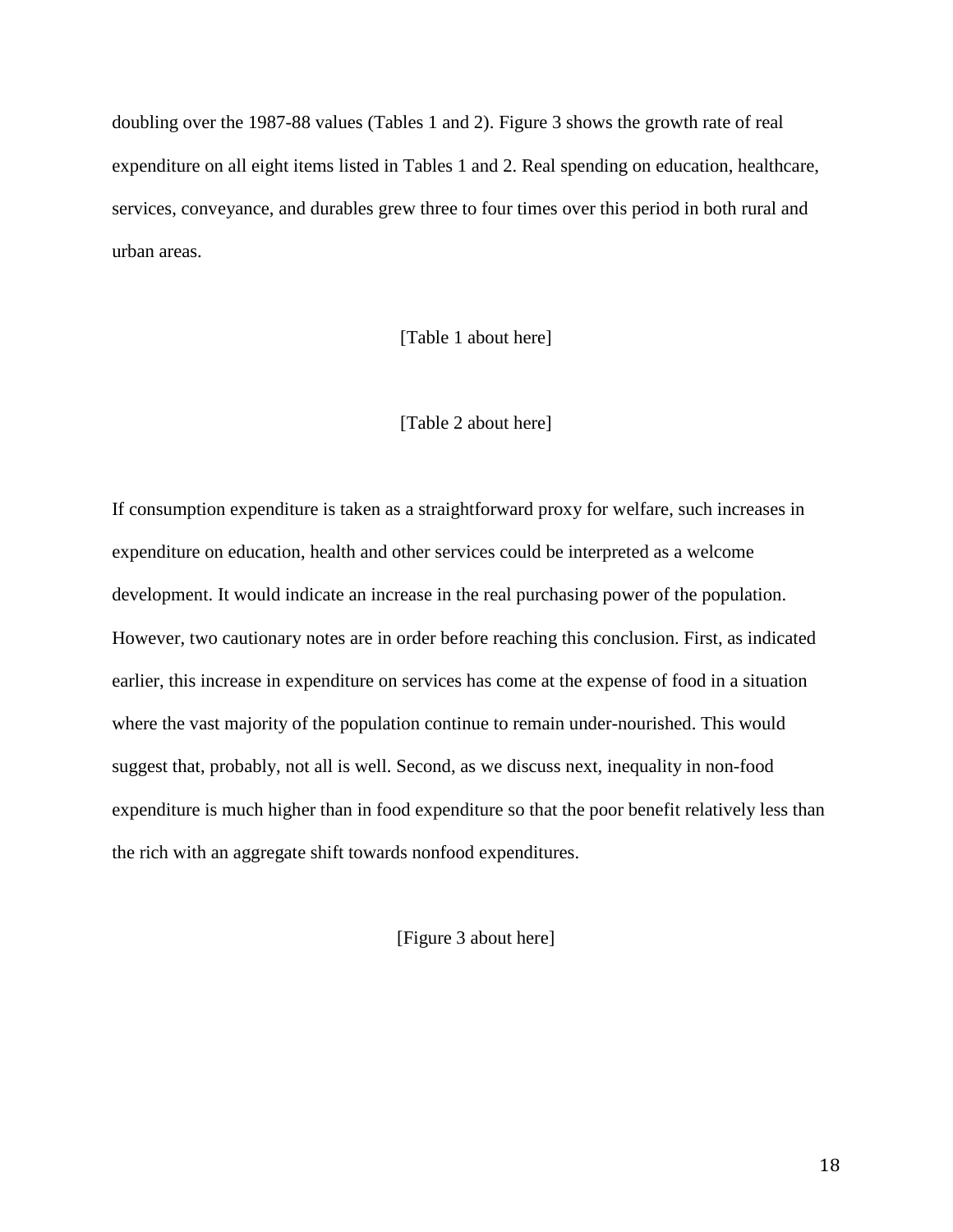doubling over the 1987-88 values (Tables 1 and 2). Figure 3 shows the growth rate of real expenditure on all eight items listed in Tables 1 and 2. Real spending on education, healthcare, services, conveyance, and durables grew three to four times over this period in both rural and urban areas.

[Table 1 about here]

[Table 2 about here]

If consumption expenditure is taken as a straightforward proxy for welfare, such increases in expenditure on education, health and other services could be interpreted as a welcome development. It would indicate an increase in the real purchasing power of the population. However, two cautionary notes are in order before reaching this conclusion. First, as indicated earlier, this increase in expenditure on services has come at the expense of food in a situation where the vast majority of the population continue to remain under-nourished. This would suggest that, probably, not all is well. Second, as we discuss next, inequality in non-food expenditure is much higher than in food expenditure so that the poor benefit relatively less than the rich with an aggregate shift towards nonfood expenditures.

[Figure 3 about here]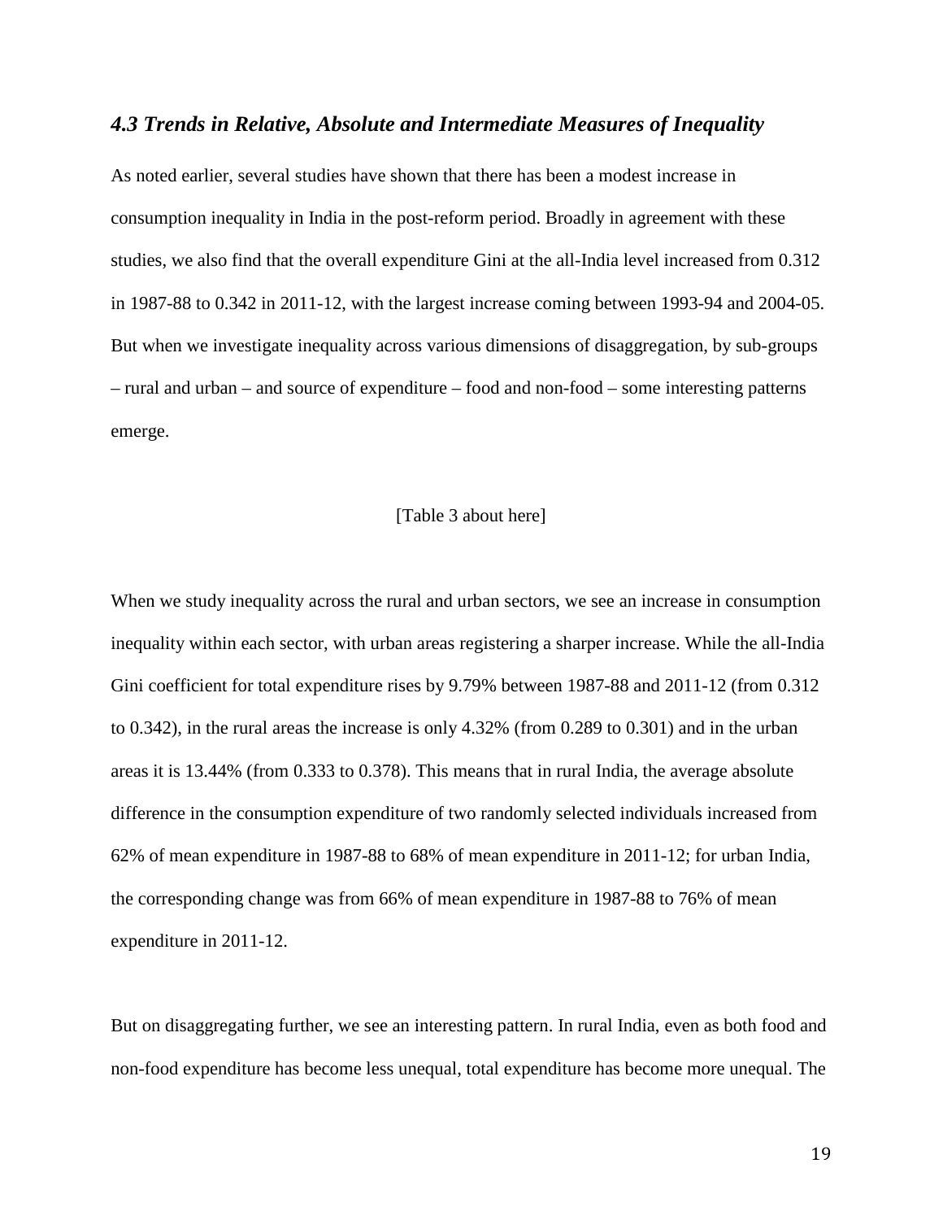### *4.3 Trends in Relative, Absolute and Intermediate Measures of Inequality*

As noted earlier, several studies have shown that there has been a modest increase in consumption inequality in India in the post-reform period. Broadly in agreement with these studies, we also find that the overall expenditure Gini at the all-India level increased from 0.312 in 1987-88 to 0.342 in 2011-12, with the largest increase coming between 1993-94 and 2004-05. But when we investigate inequality across various dimensions of disaggregation, by sub-groups – rural and urban – and source of expenditure – food and non-food – some interesting patterns emerge.

[Table 3 about here]

When we study inequality across the rural and urban sectors, we see an increase in consumption inequality within each sector, with urban areas registering a sharper increase. While the all-India Gini coefficient for total expenditure rises by 9.79% between 1987-88 and 2011-12 (from 0.312 to 0.342), in the rural areas the increase is only 4.32% (from 0.289 to 0.301) and in the urban areas it is 13.44% (from 0.333 to 0.378). This means that in rural India, the average absolute difference in the consumption expenditure of two randomly selected individuals increased from 62% of mean expenditure in 1987-88 to 68% of mean expenditure in 2011-12; for urban India, the corresponding change was from 66% of mean expenditure in 1987-88 to 76% of mean expenditure in 2011-12.

But on disaggregating further, we see an interesting pattern. In rural India, even as both food and non-food expenditure has become less unequal, total expenditure has become more unequal. The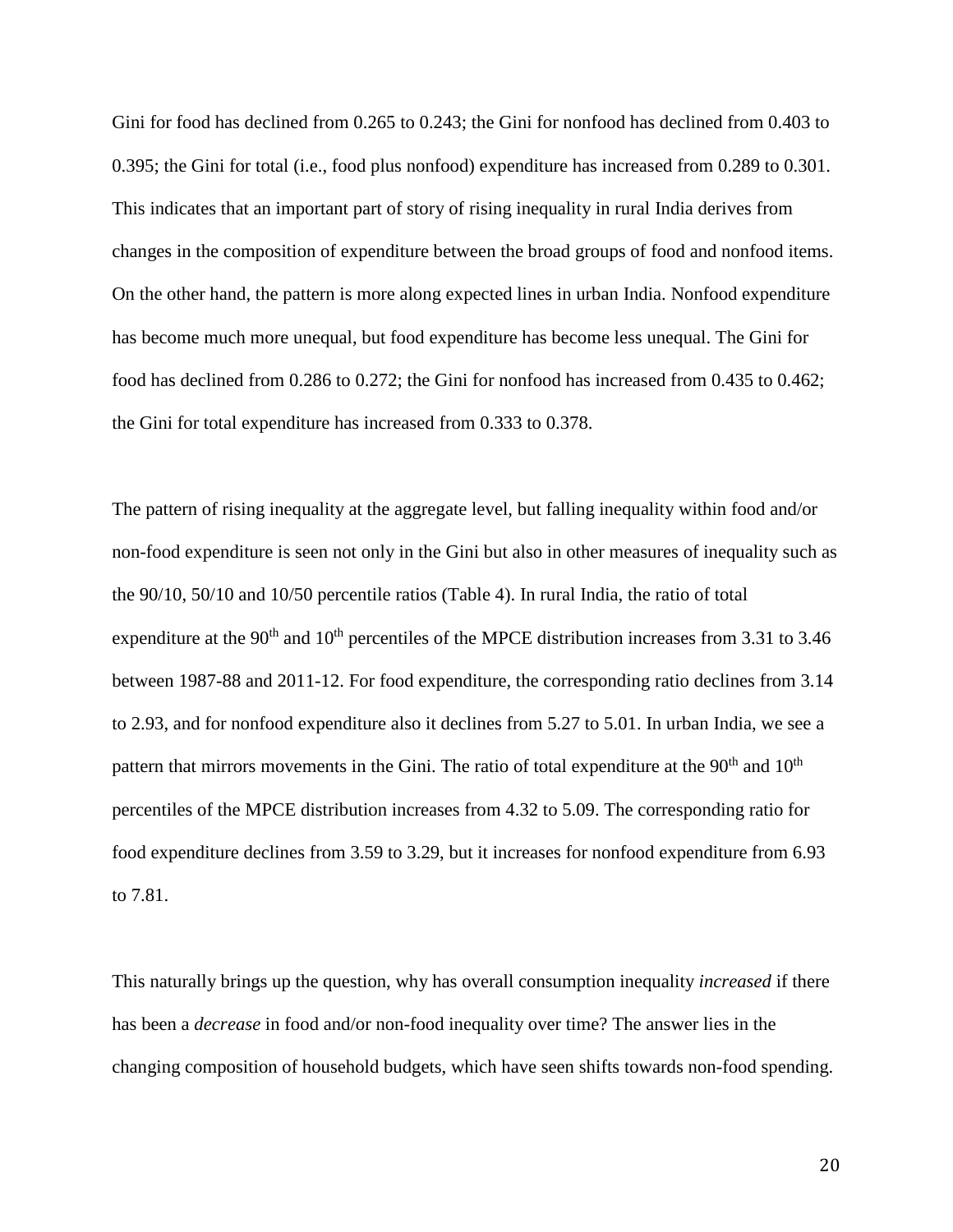Gini for food has declined from 0.265 to 0.243; the Gini for nonfood has declined from 0.403 to 0.395; the Gini for total (i.e., food plus nonfood) expenditure has increased from 0.289 to 0.301. This indicates that an important part of story of rising inequality in rural India derives from changes in the composition of expenditure between the broad groups of food and nonfood items. On the other hand, the pattern is more along expected lines in urban India. Nonfood expenditure has become much more unequal, but food expenditure has become less unequal. The Gini for food has declined from 0.286 to 0.272; the Gini for nonfood has increased from 0.435 to 0.462; the Gini for total expenditure has increased from 0.333 to 0.378.

The pattern of rising inequality at the aggregate level, but falling inequality within food and/or non-food expenditure is seen not only in the Gini but also in other measures of inequality such as the 90/10, 50/10 and 10/50 percentile ratios (Table 4). In rural India, the ratio of total expenditure at the 90th and 10th percentiles of the MPCE distribution increases from 3.31 to 3.46 between 1987-88 and 2011-12. For food expenditure, the corresponding ratio declines from 3.14 to 2.93, and for nonfood expenditure also it declines from 5.27 to 5.01. In urban India, we see a pattern that mirrors movements in the Gini. The ratio of total expenditure at the 90th and 10th percentiles of the MPCE distribution increases from 4.32 to 5.09. The corresponding ratio for food expenditure declines from 3.59 to 3.29, but it increases for nonfood expenditure from 6.93 to 7.81.

This naturally brings up the question, why has overall consumption inequality *increased* if there has been a *decrease* in food and/or non-food inequality over time? The answer lies in the changing composition of household budgets, which have seen shifts towards non-food spending.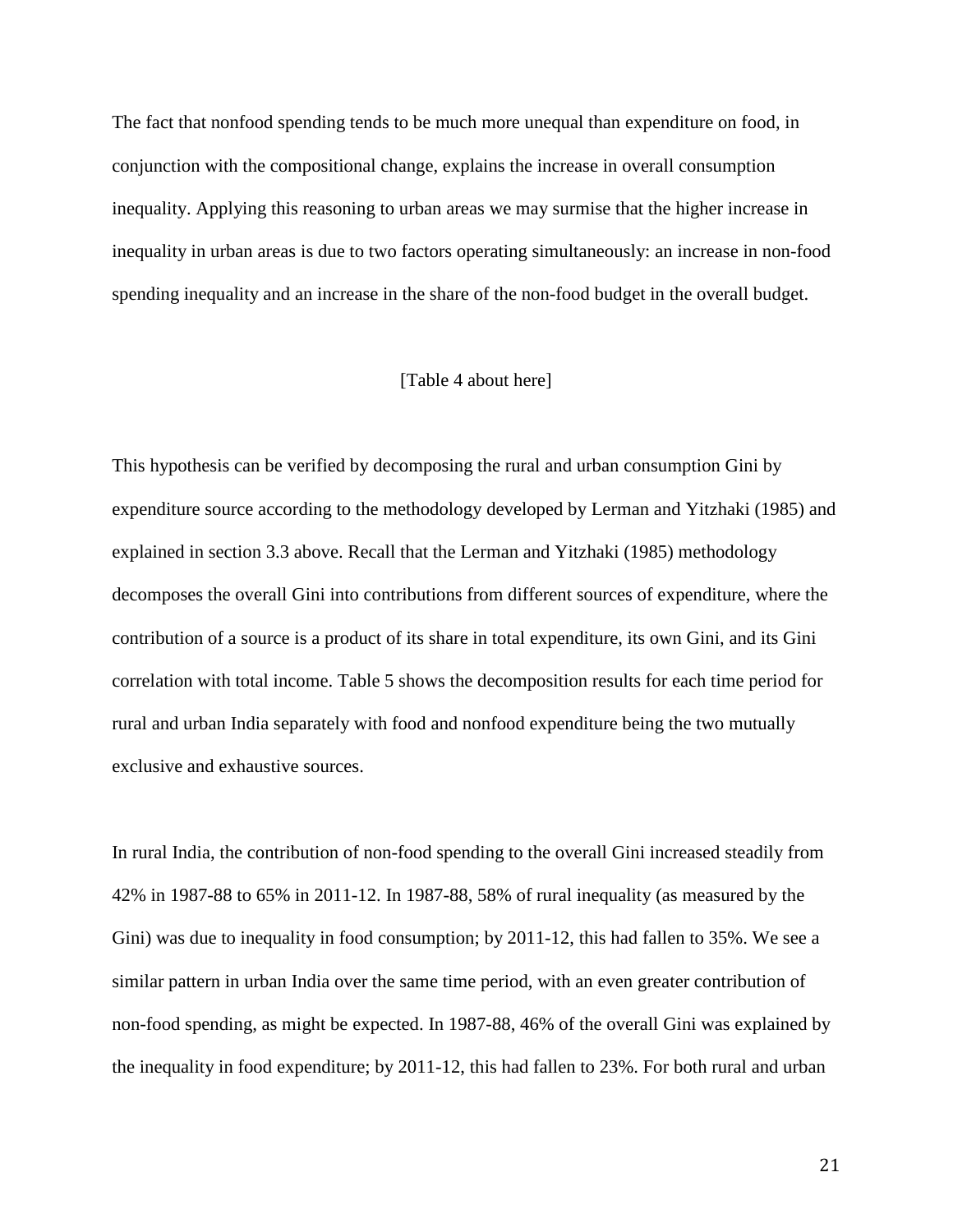The fact that nonfood spending tends to be much more unequal than expenditure on food, in conjunction with the compositional change, explains the increase in overall consumption inequality. Applying this reasoning to urban areas we may surmise that the higher increase in inequality in urban areas is due to two factors operating simultaneously: an increase in non-food spending inequality and an increase in the share of the non-food budget in the overall budget.

[Table 4 about here]

This hypothesis can be verified by decomposing the rural and urban consumption Gini by expenditure source according to the methodology developed by Lerman and Yitzhaki (1985) and explained in section 3.3 above. Recall that the Lerman and Yitzhaki (1985) methodology decomposes the overall Gini into contributions from different sources of expenditure, where the contribution of a source is a product of its share in total expenditure, its own Gini, and its Gini correlation with total income. Table 5 shows the decomposition results for each time period for rural and urban India separately with food and nonfood expenditure being the two mutually exclusive and exhaustive sources.

In rural India, the contribution of non-food spending to the overall Gini increased steadily from 42% in 1987-88 to 65% in 2011-12. In 1987-88, 58% of rural inequality (as measured by the Gini) was due to inequality in food consumption; by 2011-12, this had fallen to 35%. We see a similar pattern in urban India over the same time period, with an even greater contribution of non-food spending, as might be expected. In 1987-88, 46% of the overall Gini was explained by the inequality in food expenditure; by 2011-12, this had fallen to 23%. For both rural and urban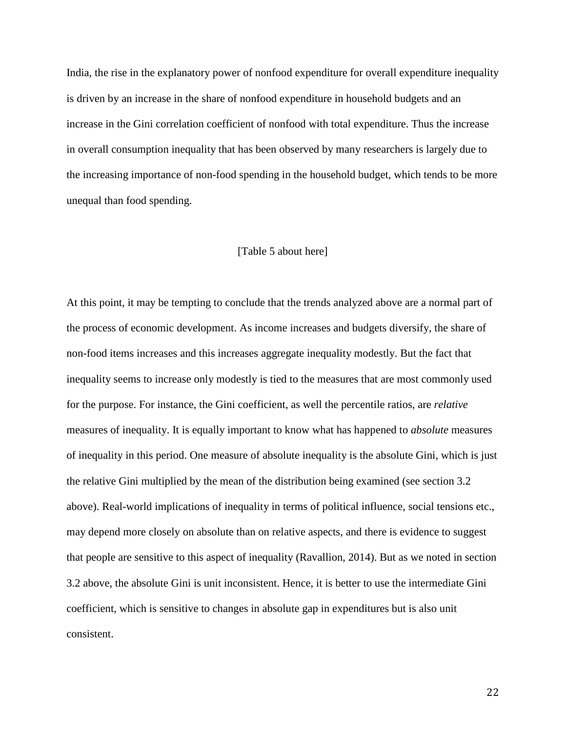India, the rise in the explanatory power of nonfood expenditure for overall expenditure inequality is driven by an increase in the share of nonfood expenditure in household budgets and an increase in the Gini correlation coefficient of nonfood with total expenditure. Thus the increase in overall consumption inequality that has been observed by many researchers is largely due to the increasing importance of non-food spending in the household budget, which tends to be more unequal than food spending.

[Table 5 about here]

At this point, it may be tempting to conclude that the trends analyzed above are a normal part of the process of economic development. As income increases and budgets diversify, the share of non-food items increases and this increases aggregate inequality modestly. But the fact that inequality seems to increase only modestly is tied to the measures that are most commonly used for the purpose. For instance, the Gini coefficient, as well the percentile ratios, are *relative* measures of inequality. It is equally important to know what has happened to *absolute* measures of inequality in this period. One measure of absolute inequality is the absolute Gini, which is just the relative Gini multiplied by the mean of the distribution being examined (see section 3.2 above). Real-world implications of inequality in terms of political influence, social tensions etc., may depend more closely on absolute than on relative aspects, and there is evidence to suggest that people are sensitive to this aspect of inequality (Ravallion, 2014). But as we noted in section 3.2 above, the absolute Gini is unit inconsistent. Hence, it is better to use the intermediate Gini coefficient, which is sensitive to changes in absolute gap in expenditures but is also unit consistent.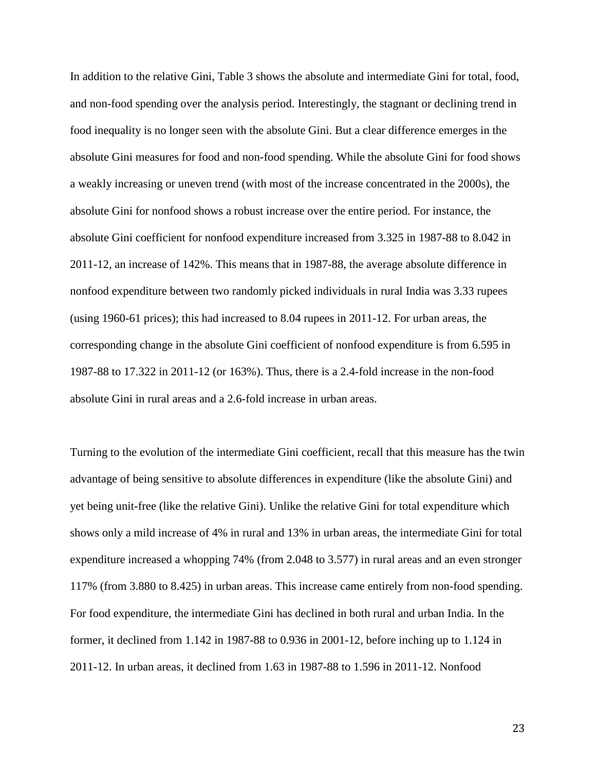In addition to the relative Gini, Table 3 shows the absolute and intermediate Gini for total, food, and non-food spending over the analysis period. Interestingly, the stagnant or declining trend in food inequality is no longer seen with the absolute Gini. But a clear difference emerges in the absolute Gini measures for food and non-food spending. While the absolute Gini for food shows a weakly increasing or uneven trend (with most of the increase concentrated in the 2000s), the absolute Gini for nonfood shows a robust increase over the entire period. For instance, the absolute Gini coefficient for nonfood expenditure increased from 3.325 in 1987-88 to 8.042 in 2011-12, an increase of 142%. This means that in 1987-88, the average absolute difference in nonfood expenditure between two randomly picked individuals in rural India was 3.33 rupees (using 1960-61 prices); this had increased to 8.04 rupees in 2011-12. For urban areas, the corresponding change in the absolute Gini coefficient of nonfood expenditure is from 6.595 in 1987-88 to 17.322 in 2011-12 (or 163%). Thus, there is a 2.4-fold increase in the non-food absolute Gini in rural areas and a 2.6-fold increase in urban areas.

Turning to the evolution of the intermediate Gini coefficient, recall that this measure has the twin advantage of being sensitive to absolute differences in expenditure (like the absolute Gini) and yet being unit-free (like the relative Gini). Unlike the relative Gini for total expenditure which shows only a mild increase of 4% in rural and 13% in urban areas, the intermediate Gini for total expenditure increased a whopping 74% (from 2.048 to 3.577) in rural areas and an even stronger 117% (from 3.880 to 8.425) in urban areas. This increase came entirely from non-food spending. For food expenditure, the intermediate Gini has declined in both rural and urban India. In the former, it declined from 1.142 in 1987-88 to 0.936 in 2001-12, before inching up to 1.124 in 2011-12. In urban areas, it declined from 1.63 in 1987-88 to 1.596 in 2011-12. Nonfood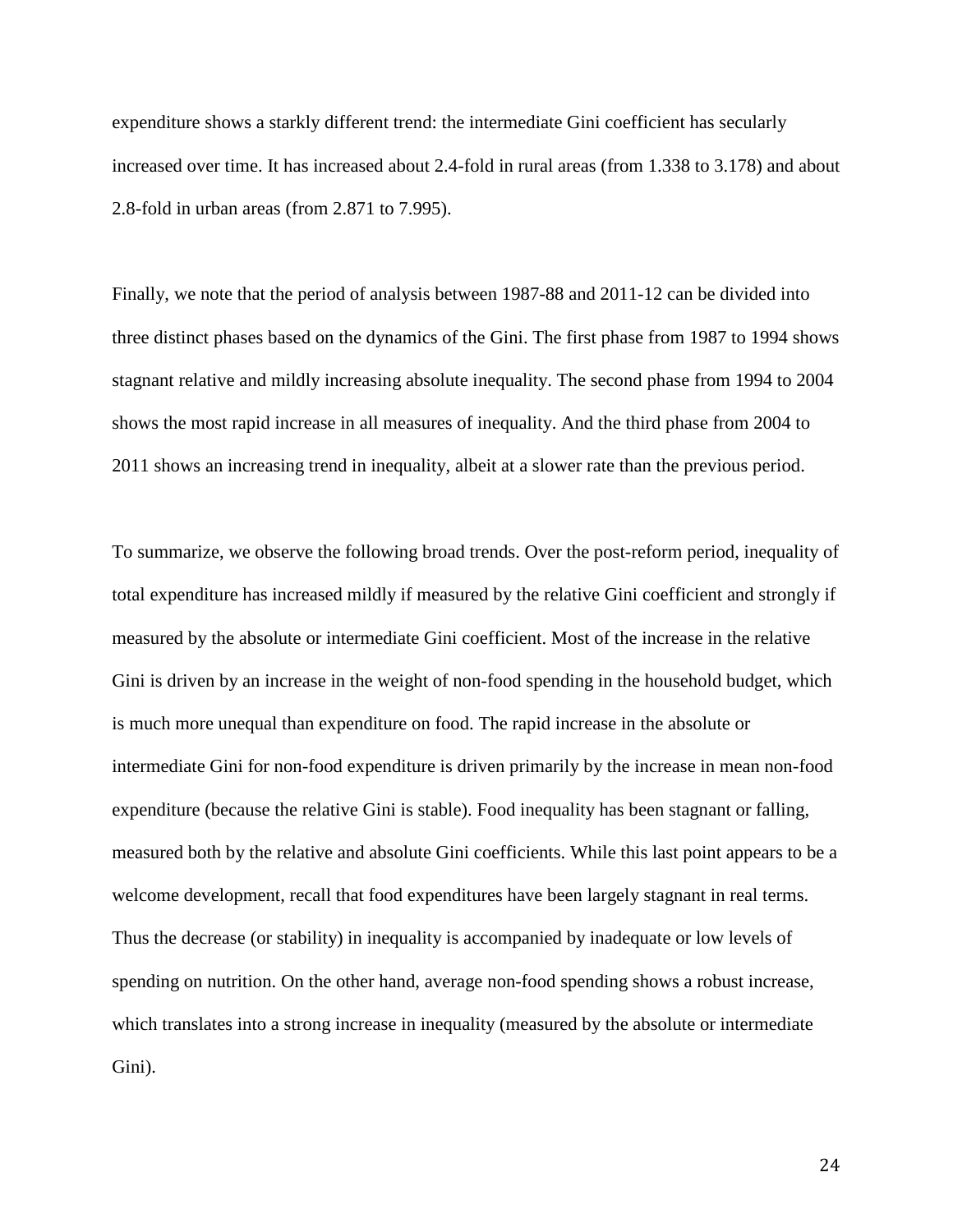expenditure shows a starkly different trend: the intermediate Gini coefficient has secularly increased over time. It has increased about 2.4-fold in rural areas (from 1.338 to 3.178) and about 2.8-fold in urban areas (from 2.871 to 7.995).

Finally, we note that the period of analysis between 1987-88 and 2011-12 can be divided into three distinct phases based on the dynamics of the Gini. The first phase from 1987 to 1994 shows stagnant relative and mildly increasing absolute inequality. The second phase from 1994 to 2004 shows the most rapid increase in all measures of inequality. And the third phase from 2004 to 2011 shows an increasing trend in inequality, albeit at a slower rate than the previous period.

To summarize, we observe the following broad trends. Over the post-reform period, inequality of total expenditure has increased mildly if measured by the relative Gini coefficient and strongly if measured by the absolute or intermediate Gini coefficient. Most of the increase in the relative Gini is driven by an increase in the weight of non-food spending in the household budget, which is much more unequal than expenditure on food. The rapid increase in the absolute or intermediate Gini for non-food expenditure is driven primarily by the increase in mean non-food expenditure (because the relative Gini is stable). Food inequality has been stagnant or falling, measured both by the relative and absolute Gini coefficients. While this last point appears to be a welcome development, recall that food expenditures have been largely stagnant in real terms. Thus the decrease (or stability) in inequality is accompanied by inadequate or low levels of spending on nutrition. On the other hand, average non-food spending shows a robust increase, which translates into a strong increase in inequality (measured by the absolute or intermediate Gini).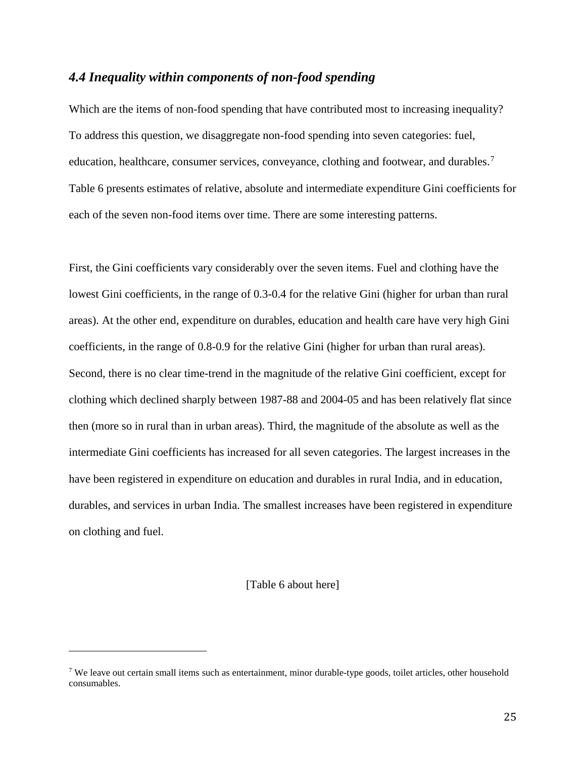### *4.4 Inequality within components of non-food spending*

Which are the items of non-food spending that have contributed most to increasing inequality? To address this question, we disaggregate non-food spending into seven categories: fuel, education, healthcare, consumer services, conveyance, clothing and footwear, and durables.[7] Table 6 presents estimates of relative, absolute and intermediate expenditure Gini coefficients for each of the seven non-food items over time. There are some interesting patterns.

First, the Gini coefficients vary considerably over the seven items. Fuel and clothing have the lowest Gini coefficients, in the range of 0.3-0.4 for the relative Gini (higher for urban than rural areas). At the other end, expenditure on durables, education and health care have very high Gini coefficients, in the range of 0.8-0.9 for the relative Gini (higher for urban than rural areas). Second, there is no clear time-trend in the magnitude of the relative Gini coefficient, except for clothing which declined sharply between 1987-88 and 2004-05 and has been relatively flat since then (more so in rural than in urban areas). Third, the magnitude of the absolute as well as the intermediate Gini coefficients has increased for all seven categories. The largest increases in the have been registered in expenditure on education and durables in rural India, and in education, durables, and services in urban India. The smallest increases have been registered in expenditure on clothing and fuel.

[Table 6 about here]

---

[7] We leave out certain small items such as entertainment, minor durable-type goods, toilet articles, other household consumables.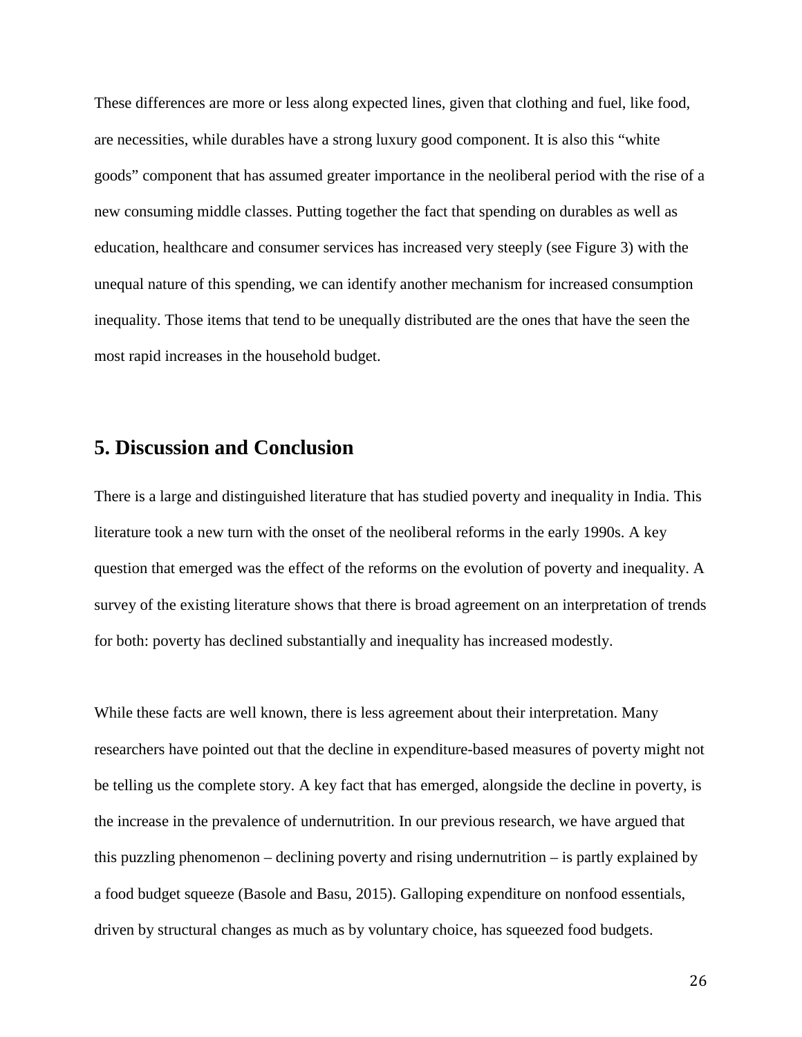These differences are more or less along expected lines, given that clothing and fuel, like food, are necessities, while durables have a strong luxury good component. It is also this "white goods" component that has assumed greater importance in the neoliberal period with the rise of a new consuming middle classes. Putting together the fact that spending on durables as well as education, healthcare and consumer services has increased very steeply (see Figure 3) with the unequal nature of this spending, we can identify another mechanism for increased consumption inequality. Those items that tend to be unequally distributed are the ones that have the seen the most rapid increases in the household budget.

## 5. Discussion and Conclusion

There is a large and distinguished literature that has studied poverty and inequality in India. This literature took a new turn with the onset of the neoliberal reforms in the early 1990s. A key question that emerged was the effect of the reforms on the evolution of poverty and inequality. A survey of the existing literature shows that there is broad agreement on an interpretation of trends for both: poverty has declined substantially and inequality has increased modestly.

While these facts are well known, there is less agreement about their interpretation. Many researchers have pointed out that the decline in expenditure-based measures of poverty might not be telling us the complete story. A key fact that has emerged, alongside the decline in poverty, is the increase in the prevalence of undernutrition. In our previous research, we have argued that this puzzling phenomenon – declining poverty and rising undernutrition – is partly explained by a food budget squeeze (Basole and Basu, 2015). Galloping expenditure on nonfood essentials, driven by structural changes as much as by voluntary choice, has squeezed food budgets.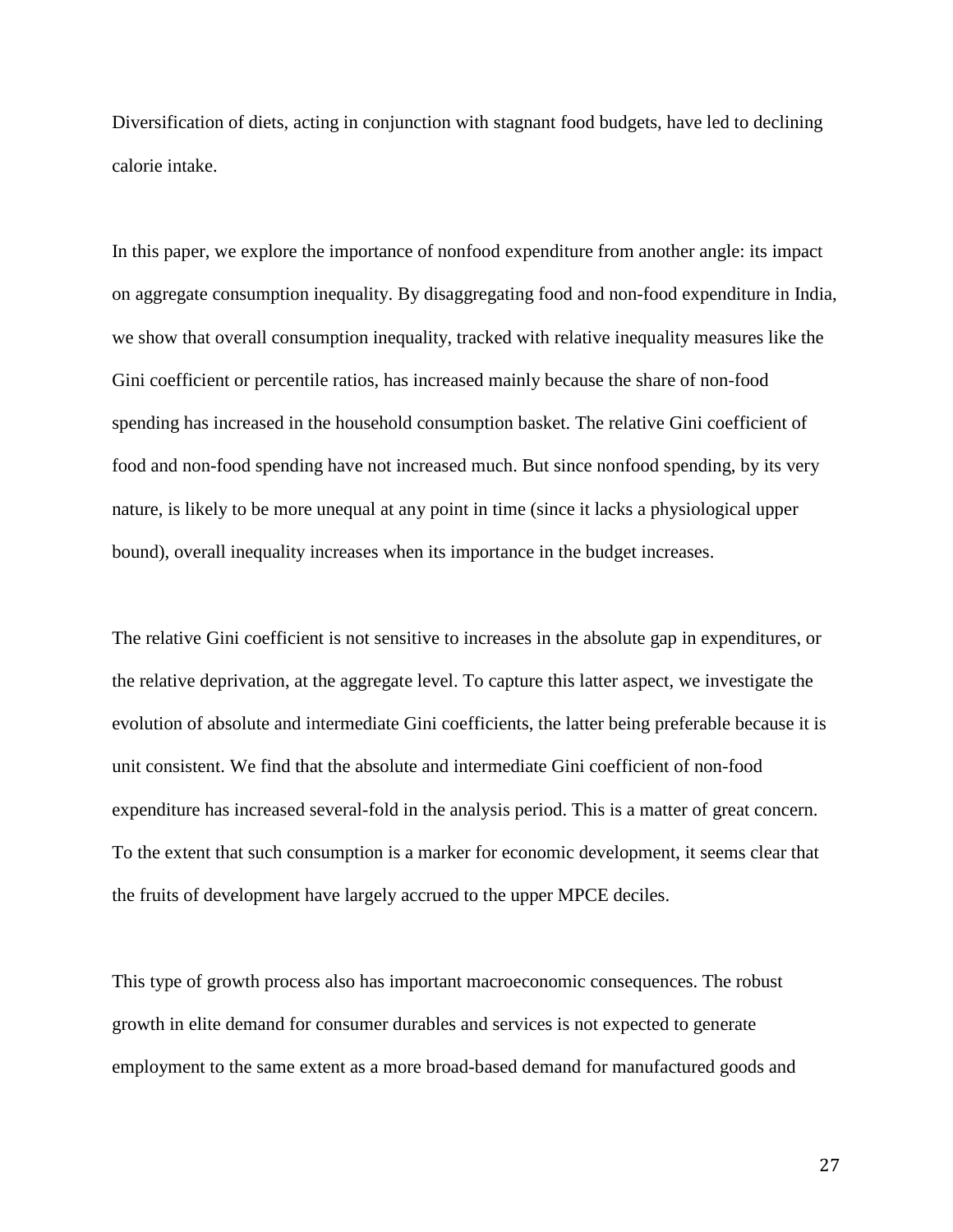Diversification of diets, acting in conjunction with stagnant food budgets, have led to declining calorie intake.

In this paper, we explore the importance of nonfood expenditure from another angle: its impact on aggregate consumption inequality. By disaggregating food and non-food expenditure in India, we show that overall consumption inequality, tracked with relative inequality measures like the Gini coefficient or percentile ratios, has increased mainly because the share of non-food spending has increased in the household consumption basket. The relative Gini coefficient of food and non-food spending have not increased much. But since nonfood spending, by its very nature, is likely to be more unequal at any point in time (since it lacks a physiological upper bound), overall inequality increases when its importance in the budget increases.

The relative Gini coefficient is not sensitive to increases in the absolute gap in expenditures, or the relative deprivation, at the aggregate level. To capture this latter aspect, we investigate the evolution of absolute and intermediate Gini coefficients, the latter being preferable because it is unit consistent. We find that the absolute and intermediate Gini coefficient of non-food expenditure has increased several-fold in the analysis period. This is a matter of great concern. To the extent that such consumption is a marker for economic development, it seems clear that the fruits of development have largely accrued to the upper MPCE deciles.

This type of growth process also has important macroeconomic consequences. The robust growth in elite demand for consumer durables and services is not expected to generate employment to the same extent as a more broad-based demand for manufactured goods and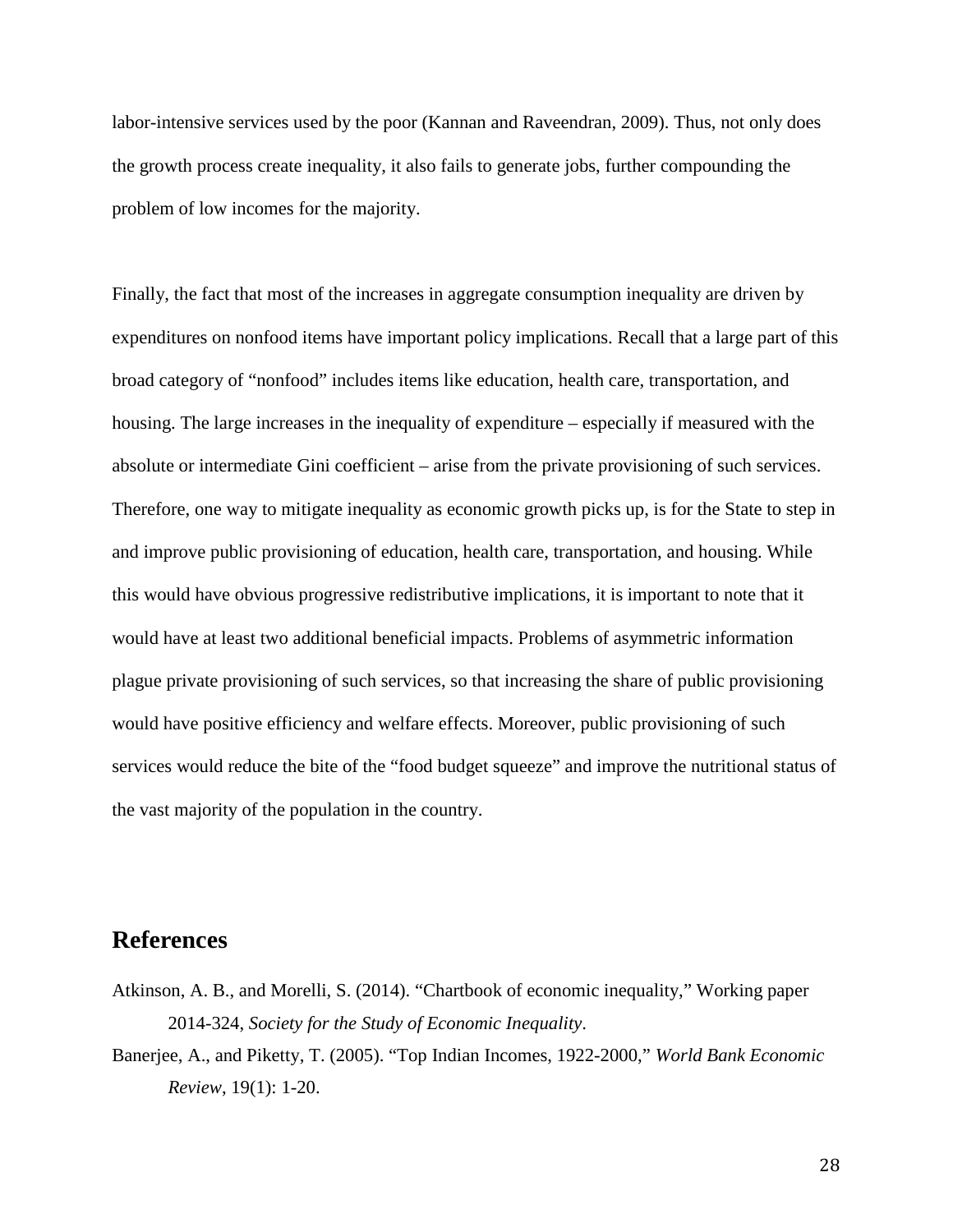labor-intensive services used by the poor (Kannan and Raveendran, 2009). Thus, not only does the growth process create inequality, it also fails to generate jobs, further compounding the problem of low incomes for the majority.

Finally, the fact that most of the increases in aggregate consumption inequality are driven by expenditures on nonfood items have important policy implications. Recall that a large part of this broad category of "nonfood" includes items like education, health care, transportation, and housing. The large increases in the inequality of expenditure – especially if measured with the absolute or intermediate Gini coefficient – arise from the private provisioning of such services. Therefore, one way to mitigate inequality as economic growth picks up, is for the State to step in and improve public provisioning of education, health care, transportation, and housing. While this would have obvious progressive redistributive implications, it is important to note that it would have at least two additional beneficial impacts. Problems of asymmetric information plague private provisioning of such services, so that increasing the share of public provisioning would have positive efficiency and welfare effects. Moreover, public provisioning of such services would reduce the bite of the "food budget squeeze" and improve the nutritional status of the vast majority of the population in the country.

## References

Atkinson, A. B., and Morelli, S. (2014). "Chartbook of economic inequality," Working paper 2014-324, *Society for the Study of Economic Inequality*.

Banerjee, A., and Piketty, T. (2005). "Top Indian Incomes, 1922-2000," *World Bank Economic Review*, 19(1): 1-20.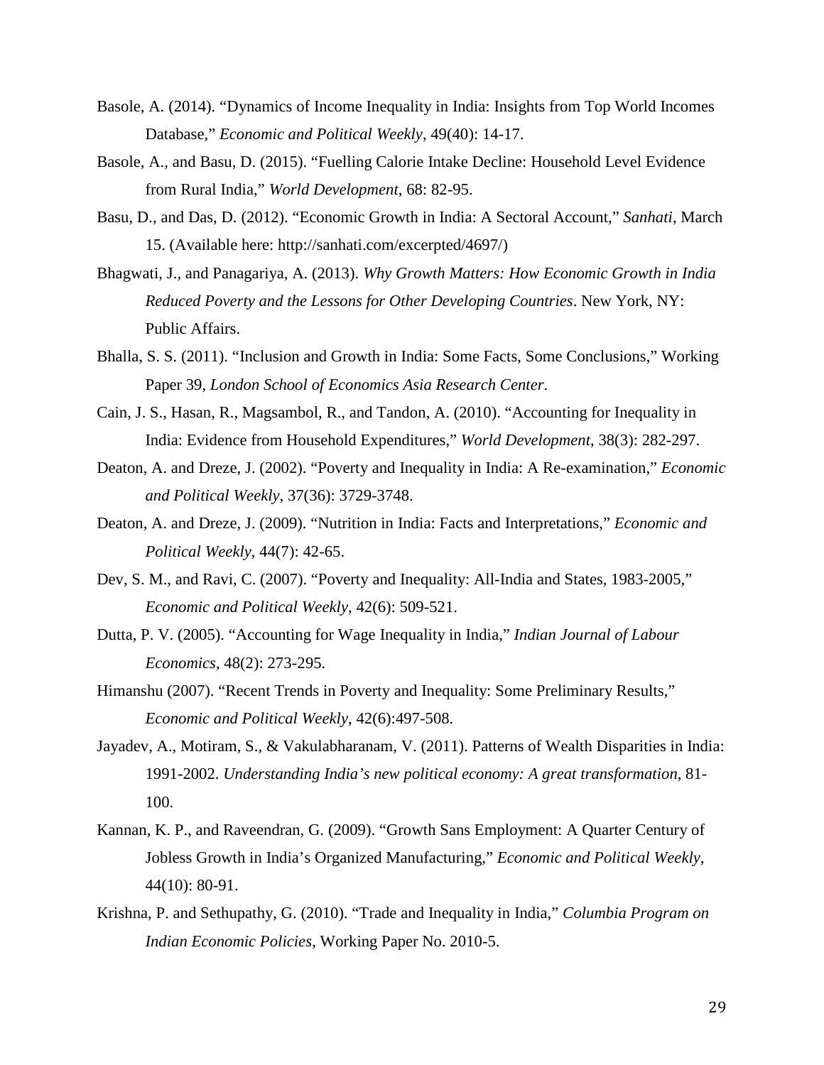Basole, A. (2014). "Dynamics of Income Inequality in India: Insights from Top World Incomes Database," *Economic and Political Weekly*, 49(40): 14-17.

Basole, A., and Basu, D. (2015). "Fuelling Calorie Intake Decline: Household Level Evidence from Rural India," *World Development*, 68: 82-95.

Basu, D., and Das, D. (2012). "Economic Growth in India: A Sectoral Account," *Sanhati*, March 15. (Available here: http://sanhati.com/excerpted/4697/)

Bhagwati, J., and Panagariya, A. (2013). *Why Growth Matters: How Economic Growth in India Reduced Poverty and the Lessons for Other Developing Countries*. New York, NY: Public Affairs.

Bhalla, S. S. (2011). "Inclusion and Growth in India: Some Facts, Some Conclusions," Working Paper 39, *London School of Economics Asia Research Center*.

Cain, J. S., Hasan, R., Magsambol, R., and Tandon, A. (2010). "Accounting for Inequality in India: Evidence from Household Expenditures," *World Development*, 38(3): 282-297.

Deaton, A. and Dreze, J. (2002). "Poverty and Inequality in India: A Re-examination," *Economic and Political Weekly*, 37(36): 3729-3748.

Deaton, A. and Dreze, J. (2009). "Nutrition in India: Facts and Interpretations," *Economic and Political Weekly*, 44(7): 42-65.

Dev, S. M., and Ravi, C. (2007). "Poverty and Inequality: All-India and States, 1983-2005," *Economic and Political Weekly*, 42(6): 509-521.

Dutta, P. V. (2005). "Accounting for Wage Inequality in India," *Indian Journal of Labour Economics*, 48(2): 273-295.

Himanshu (2007). "Recent Trends in Poverty and Inequality: Some Preliminary Results," *Economic and Political Weekly*, 42(6):497-508.

Jayadev, A., Motiram, S., & Vakulabharanam, V. (2011). Patterns of Wealth Disparities in India: 1991-2002. *Understanding India's new political economy: A great transformation*, 81-100.

Kannan, K. P., and Raveendran, G. (2009). "Growth Sans Employment: A Quarter Century of Jobless Growth in India's Organized Manufacturing," *Economic and Political Weekly*, 44(10): 80-91.

Krishna, P. and Sethupathy, G. (2010). "Trade and Inequality in India," *Columbia Program on Indian Economic Policies*, Working Paper No. 2010-5.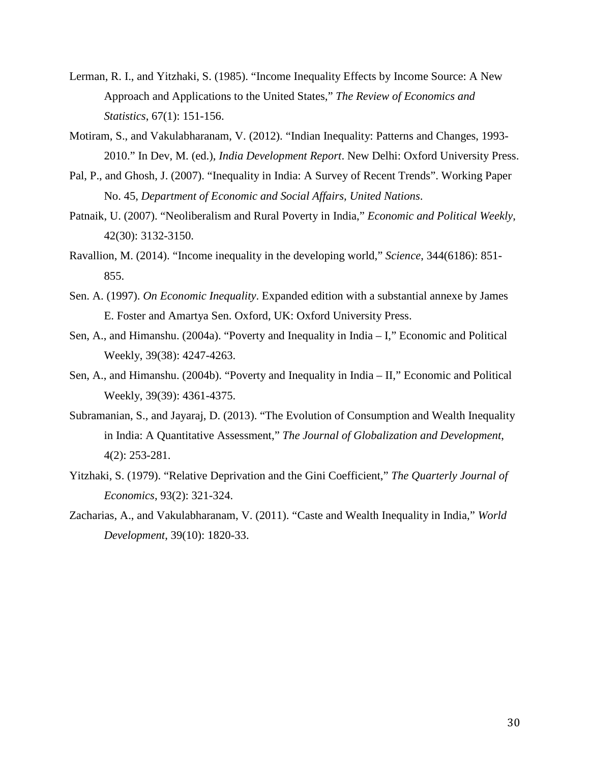Lerman, R. I., and Yitzhaki, S. (1985). "Income Inequality Effects by Income Source: A New Approach and Applications to the United States," *The Review of Economics and Statistics*, 67(1): 151-156.

Motiram, S., and Vakulabharanam, V. (2012). "Indian Inequality: Patterns and Changes, 1993-2010." In Dev, M. (ed.), *India Development Report*. New Delhi: Oxford University Press.

Pal, P., and Ghosh, J. (2007). "Inequality in India: A Survey of Recent Trends". Working Paper No. 45, *Department of Economic and Social Affairs, United Nations*.

Patnaik, U. (2007). "Neoliberalism and Rural Poverty in India," *Economic and Political Weekly*, 42(30): 3132-3150.

Ravallion, M. (2014). "Income inequality in the developing world," *Science*, 344(6186): 851-855.

Sen. A. (1997). *On Economic Inequality*. Expanded edition with a substantial annexe by James E. Foster and Amartya Sen. Oxford, UK: Oxford University Press.

Sen, A., and Himanshu. (2004a). "Poverty and Inequality in India – I," Economic and Political Weekly, 39(38): 4247-4263.

Sen, A., and Himanshu. (2004b). "Poverty and Inequality in India – II," Economic and Political Weekly, 39(39): 4361-4375.

Subramanian, S., and Jayaraj, D. (2013). "The Evolution of Consumption and Wealth Inequality in India: A Quantitative Assessment," *The Journal of Globalization and Development*, 4(2): 253-281.

Yitzhaki, S. (1979). "Relative Deprivation and the Gini Coefficient," *The Quarterly Journal of Economics*, 93(2): 321-324.

Zacharias, A., and Vakulabharanam, V. (2011). "Caste and Wealth Inequality in India," *World Development*, 39(10): 1820-33.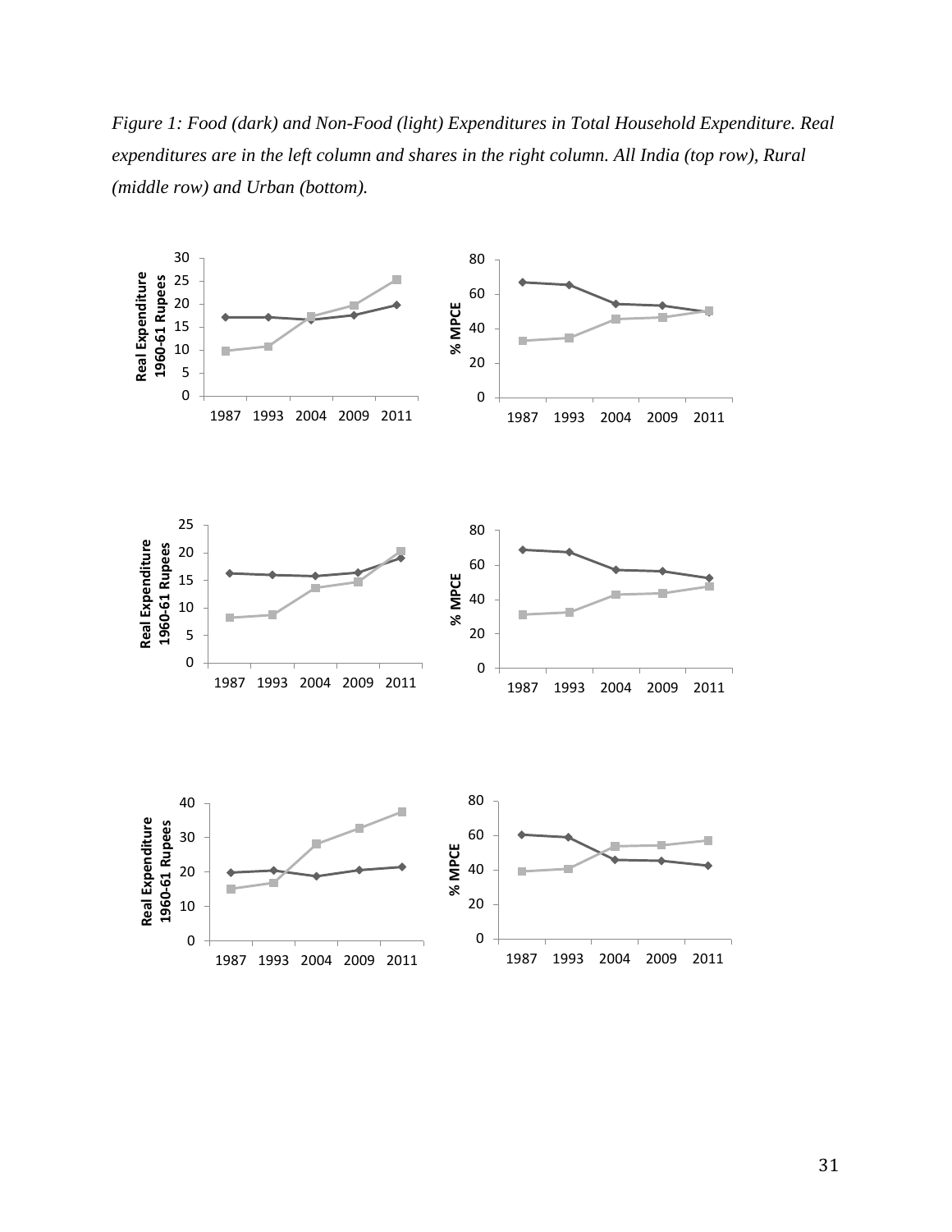*Figure 1: Food (dark) and Non-Food (light) Expenditures in Total Household Expenditure. Real expenditures are in the left column and shares in the right column. All India (top row), Rural (middle row) and Urban (bottom).*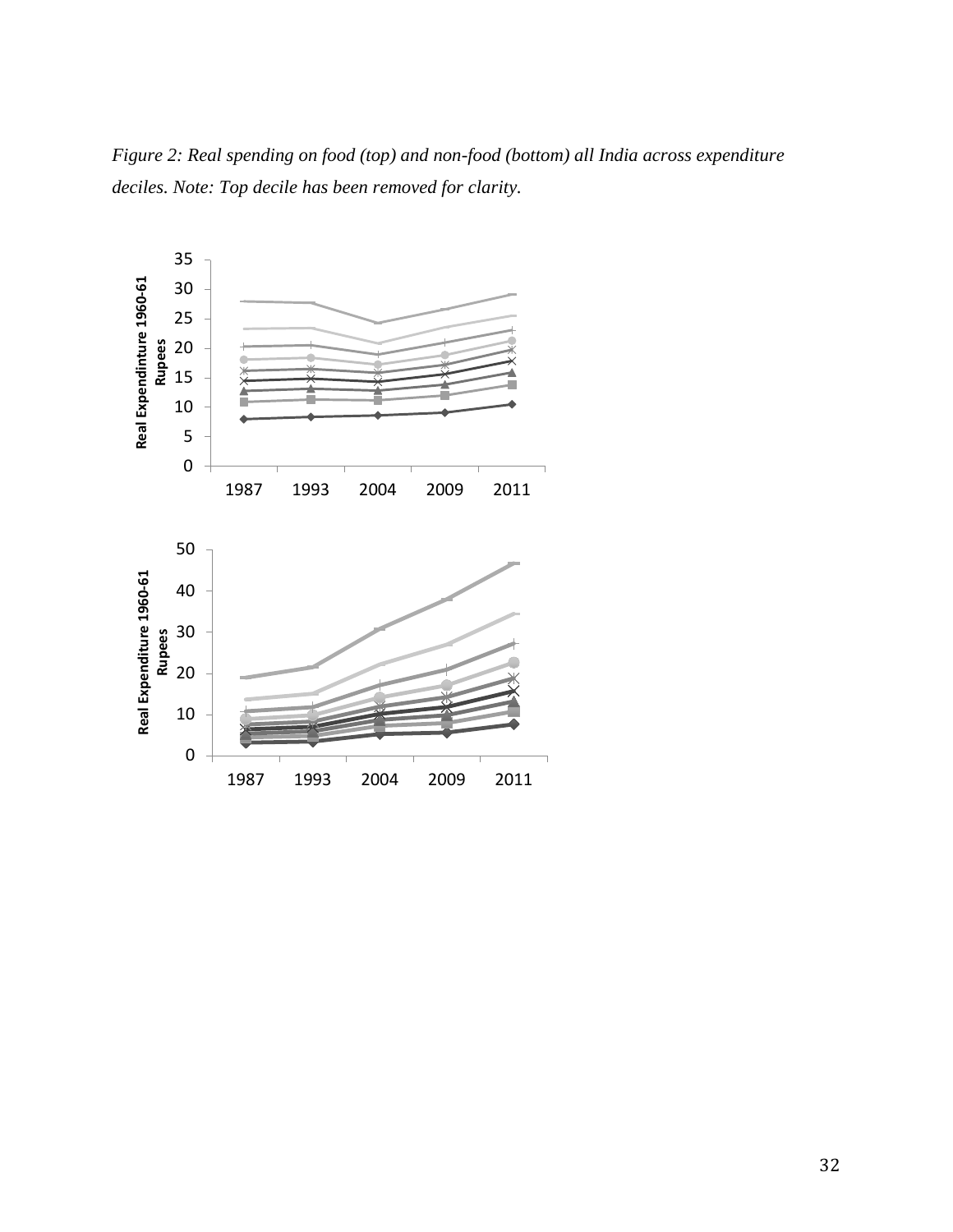*Figure 2: Real spending on food (top) and non-food (bottom) all India across expenditure deciles. Note: Top decile has been removed for clarity.*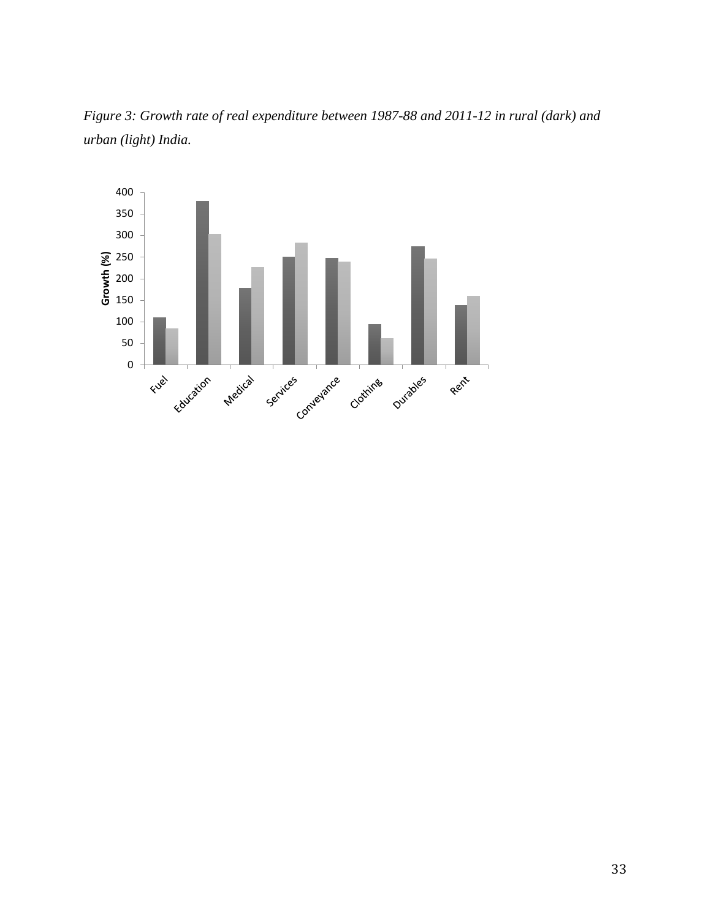*Figure 3: Growth rate of real expenditure between 1987-88 and 2011-12 in rural (dark) and urban (light) India.*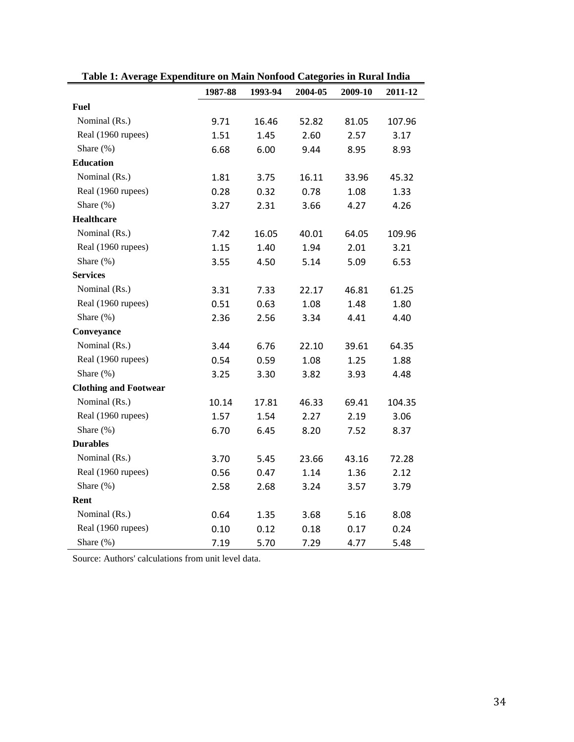**Table 1: Average Expenditure on Main Nonfood Categories in Rural India**

| | 1987-88 | 1993-94 | 2004-05 | 2009-10 | 2011-12 |
|---|---|---|---|---|---|
| **Fuel** | | | | | |
| Nominal (Rs.) | 9.71 | 16.46 | 52.82 | 81.05 | 107.96 |
| Real (1960 rupees) | 1.51 | 1.45 | 2.60 | 2.57 | 3.17 |
| Share (%) | 6.68 | 6.00 | 9.44 | 8.95 | 8.93 |
| **Education** | | | | | |
| Nominal (Rs.) | 1.81 | 3.75 | 16.11 | 33.96 | 45.32 |
| Real (1960 rupees) | 0.28 | 0.32 | 0.78 | 1.08 | 1.33 |
| Share (%) | 3.27 | 2.31 | 3.66 | 4.27 | 4.26 |
| **Healthcare** | | | | | |
| Nominal (Rs.) | 7.42 | 16.05 | 40.01 | 64.05 | 109.96 |
| Real (1960 rupees) | 1.15 | 1.40 | 1.94 | 2.01 | 3.21 |
| Share (%) | 3.55 | 4.50 | 5.14 | 5.09 | 6.53 |
| **Services** | | | | | |
| Nominal (Rs.) | 3.31 | 7.33 | 22.17 | 46.81 | 61.25 |
| Real (1960 rupees) | 0.51 | 0.63 | 1.08 | 1.48 | 1.80 |
| Share (%) | 2.36 | 2.56 | 3.34 | 4.41 | 4.40 |
| **Conveyance** | | | | | |
| Nominal (Rs.) | 3.44 | 6.76 | 22.10 | 39.61 | 64.35 |
| Real (1960 rupees) | 0.54 | 0.59 | 1.08 | 1.25 | 1.88 |
| Share (%) | 3.25 | 3.30 | 3.82 | 3.93 | 4.48 |
| **Clothing and Footwear** | | | | | |
| Nominal (Rs.) | 10.14 | 17.81 | 46.33 | 69.41 | 104.35 |
| Real (1960 rupees) | 1.57 | 1.54 | 2.27 | 2.19 | 3.06 |
| Share (%) | 6.70 | 6.45 | 8.20 | 7.52 | 8.37 |
| **Durables** | | | | | |
| Nominal (Rs.) | 3.70 | 5.45 | 23.66 | 43.16 | 72.28 |
| Real (1960 rupees) | 0.56 | 0.47 | 1.14 | 1.36 | 2.12 |
| Share (%) | 2.58 | 2.68 | 3.24 | 3.57 | 3.79 |
| **Rent** | | | | | |
| Nominal (Rs.) | 0.64 | 1.35 | 3.68 | 5.16 | 8.08 |
| Real (1960 rupees) | 0.10 | 0.12 | 0.18 | 0.17 | 0.24 |
| Share (%) | 7.19 | 5.70 | 7.29 | 4.77 | 5.48 |

Source: Authors' calculations from unit level data.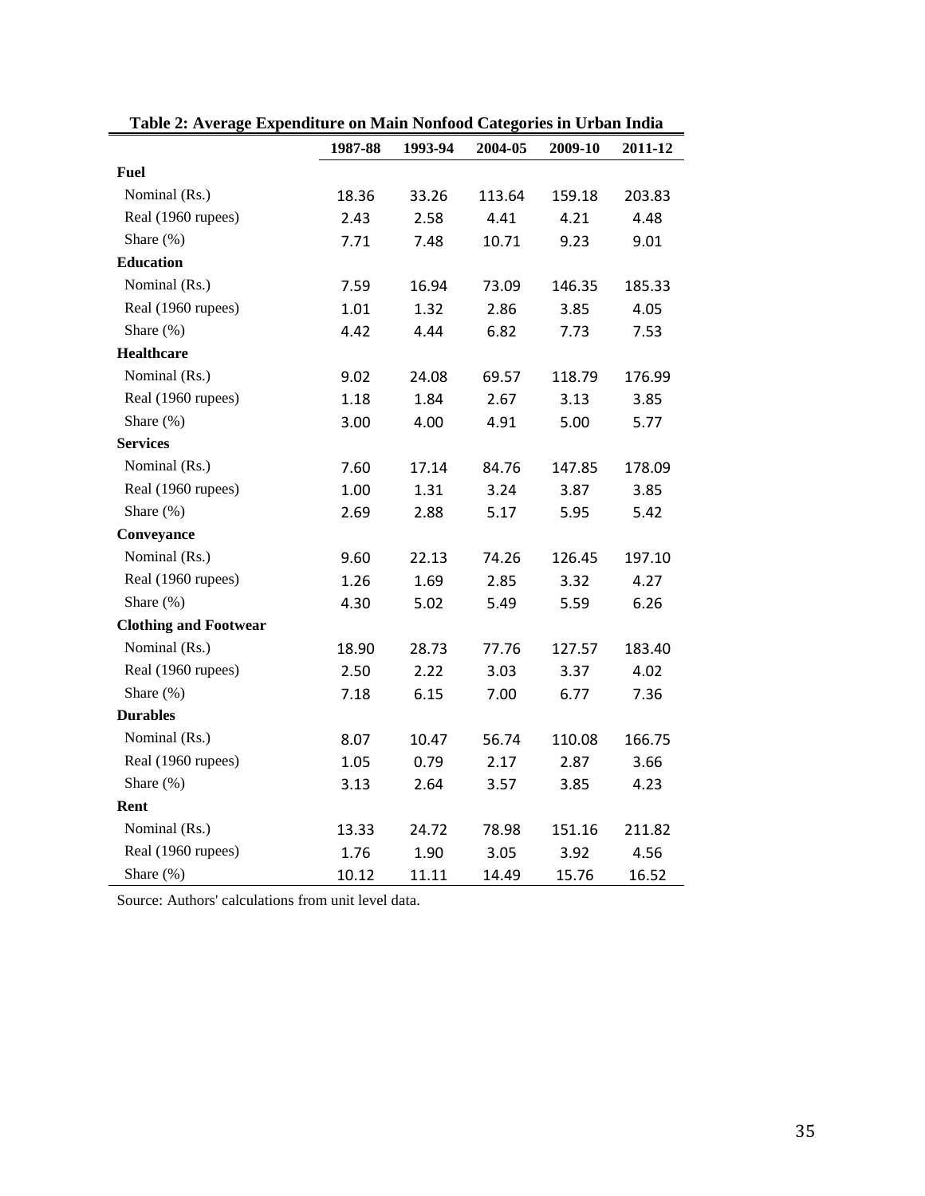**Table 2: Average Expenditure on Main Nonfood Categories in Urban India**

| | 1987-88 | 1993-94 | 2004-05 | 2009-10 | 2011-12 |
|---|---|---|---|---|---|
| **Fuel** | | | | | |
| Nominal (Rs.) | 18.36 | 33.26 | 113.64 | 159.18 | 203.83 |
| Real (1960 rupees) | 2.43 | 2.58 | 4.41 | 4.21 | 4.48 |
| Share (%) | 7.71 | 7.48 | 10.71 | 9.23 | 9.01 |
| **Education** | | | | | |
| Nominal (Rs.) | 7.59 | 16.94 | 73.09 | 146.35 | 185.33 |
| Real (1960 rupees) | 1.01 | 1.32 | 2.86 | 3.85 | 4.05 |
| Share (%) | 4.42 | 4.44 | 6.82 | 7.73 | 7.53 |
| **Healthcare** | | | | | |
| Nominal (Rs.) | 9.02 | 24.08 | 69.57 | 118.79 | 176.99 |
| Real (1960 rupees) | 1.18 | 1.84 | 2.67 | 3.13 | 3.85 |
| Share (%) | 3.00 | 4.00 | 4.91 | 5.00 | 5.77 |
| **Services** | | | | | |
| Nominal (Rs.) | 7.60 | 17.14 | 84.76 | 147.85 | 178.09 |
| Real (1960 rupees) | 1.00 | 1.31 | 3.24 | 3.87 | 3.85 |
| Share (%) | 2.69 | 2.88 | 5.17 | 5.95 | 5.42 |
| **Conveyance** | | | | | |
| Nominal (Rs.) | 9.60 | 22.13 | 74.26 | 126.45 | 197.10 |
| Real (1960 rupees) | 1.26 | 1.69 | 2.85 | 3.32 | 4.27 |
| Share (%) | 4.30 | 5.02 | 5.49 | 5.59 | 6.26 |
| **Clothing and Footwear** | | | | | |
| Nominal (Rs.) | 18.90 | 28.73 | 77.76 | 127.57 | 183.40 |
| Real (1960 rupees) | 2.50 | 2.22 | 3.03 | 3.37 | 4.02 |
| Share (%) | 7.18 | 6.15 | 7.00 | 6.77 | 7.36 |
| **Durables** | | | | | |
| Nominal (Rs.) | 8.07 | 10.47 | 56.74 | 110.08 | 166.75 |
| Real (1960 rupees) | 1.05 | 0.79 | 2.17 | 2.87 | 3.66 |
| Share (%) | 3.13 | 2.64 | 3.57 | 3.85 | 4.23 |
| **Rent** | | | | | |
| Nominal (Rs.) | 13.33 | 24.72 | 78.98 | 151.16 | 211.82 |
| Real (1960 rupees) | 1.76 | 1.90 | 3.05 | 3.92 | 4.56 |
| Share (%) | 10.12 | 11.11 | 14.49 | 15.76 | 16.52 |

Source: Authors' calculations from unit level data.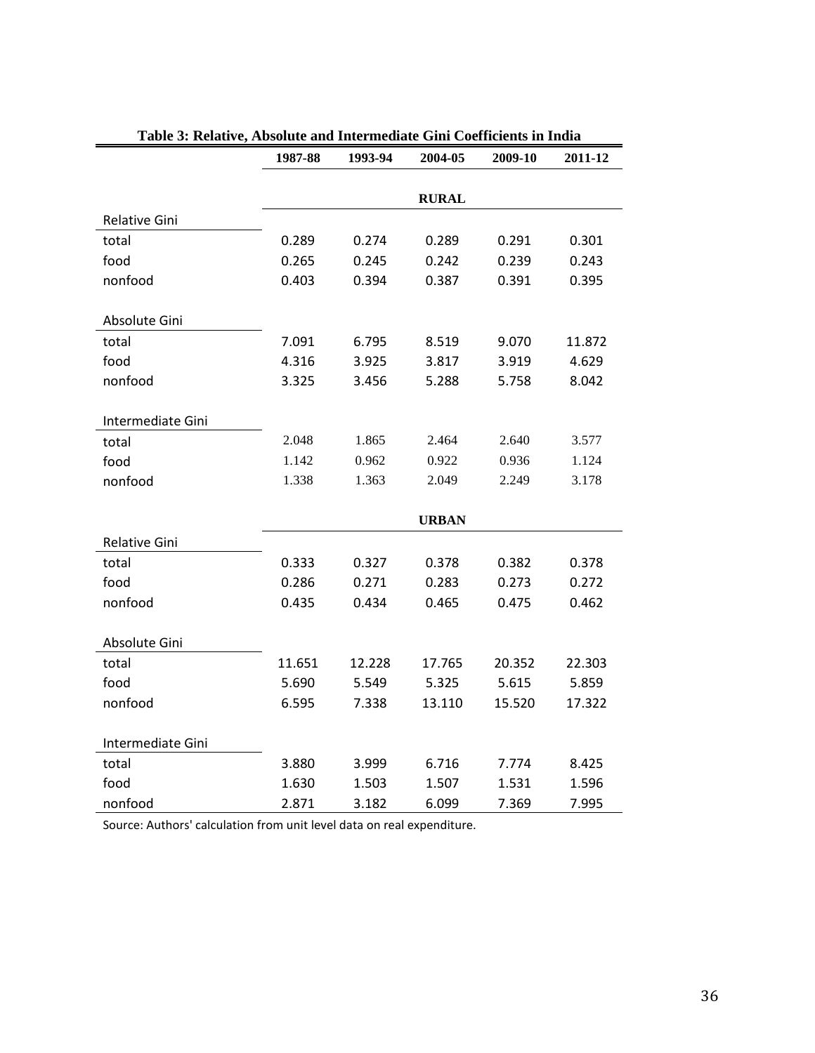**Table 3: Relative, Absolute and Intermediate Gini Coefficients in India**

| | 1987-88 | 1993-94 | 2004-05 | 2009-10 | 2011-12 |
|---|---|---|---|---|---|
| | | | **RURAL** | | |
| Relative Gini | | | | | |
| total | 0.289 | 0.274 | 0.289 | 0.291 | 0.301 |
| food | 0.265 | 0.245 | 0.242 | 0.239 | 0.243 |
| nonfood | 0.403 | 0.394 | 0.387 | 0.391 | 0.395 |
| Absolute Gini | | | | | |
| total | 7.091 | 6.795 | 8.519 | 9.070 | 11.872 |
| food | 4.316 | 3.925 | 3.817 | 3.919 | 4.629 |
| nonfood | 3.325 | 3.456 | 5.288 | 5.758 | 8.042 |
| Intermediate Gini | | | | | |
| total | 2.048 | 1.865 | 2.464 | 2.640 | 3.577 |
| food | 1.142 | 0.962 | 0.922 | 0.936 | 1.124 |
| nonfood | 1.338 | 1.363 | 2.049 | 2.249 | 3.178 |
| | | | **URBAN** | | |
| Relative Gini | | | | | |
| total | 0.333 | 0.327 | 0.378 | 0.382 | 0.378 |
| food | 0.286 | 0.271 | 0.283 | 0.273 | 0.272 |
| nonfood | 0.435 | 0.434 | 0.465 | 0.475 | 0.462 |
| Absolute Gini | | | | | |
| total | 11.651 | 12.228 | 17.765 | 20.352 | 22.303 |
| food | 5.690 | 5.549 | 5.325 | 5.615 | 5.859 |
| nonfood | 6.595 | 7.338 | 13.110 | 15.520 | 17.322 |
| Intermediate Gini | | | | | |
| total | 3.880 | 3.999 | 6.716 | 7.774 | 8.425 |
| food | 1.630 | 1.503 | 1.507 | 1.531 | 1.596 |
| nonfood | 2.871 | 3.182 | 6.099 | 7.369 | 7.995 |

Source: Authors' calculation from unit level data on real expenditure.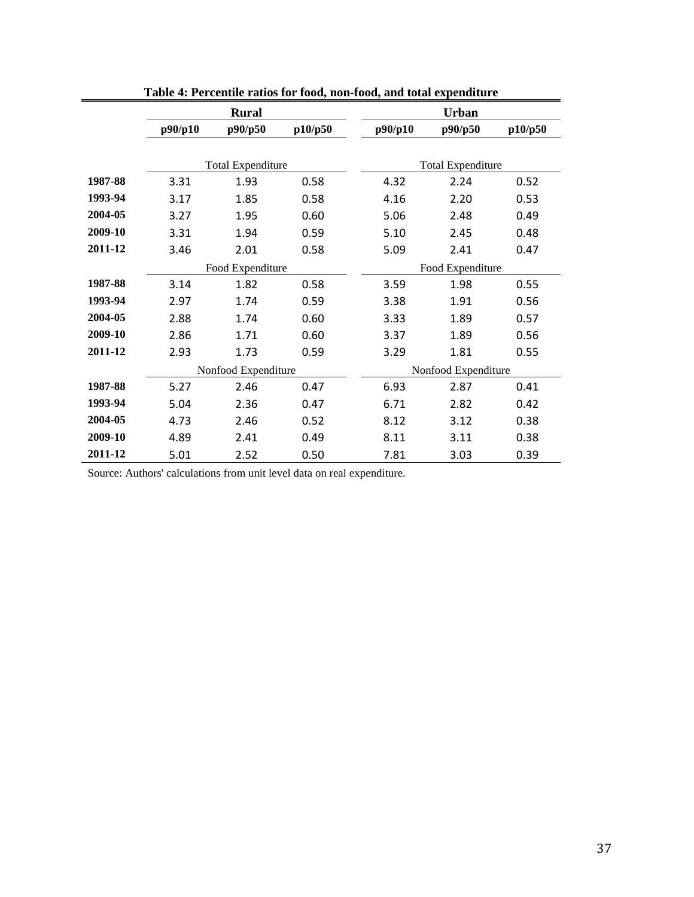**Table 4: Percentile ratios for food, non-food, and total expenditure**

| | Rural | | | Urban | | |
|---|---|---|---|---|---|---|
| | p90/p10 | p90/p50 | p10/p50 | p90/p10 | p90/p50 | p10/p50 |
| | Total Expenditure | | | Total Expenditure | | |
| **1987-88** | 3.31 | 1.93 | 0.58 | 4.32 | 2.24 | 0.52 |
| **1993-94** | 3.17 | 1.85 | 0.58 | 4.16 | 2.20 | 0.53 |
| **2004-05** | 3.27 | 1.95 | 0.60 | 5.06 | 2.48 | 0.49 |
| **2009-10** | 3.31 | 1.94 | 0.59 | 5.10 | 2.45 | 0.48 |
| **2011-12** | 3.46 | 2.01 | 0.58 | 5.09 | 2.41 | 0.47 |
| | Food Expenditure | | | Food Expenditure | | |
| **1987-88** | 3.14 | 1.82 | 0.58 | 3.59 | 1.98 | 0.55 |
| **1993-94** | 2.97 | 1.74 | 0.59 | 3.38 | 1.91 | 0.56 |
| **2004-05** | 2.88 | 1.74 | 0.60 | 3.33 | 1.89 | 0.57 |
| **2009-10** | 2.86 | 1.71 | 0.60 | 3.37 | 1.89 | 0.56 |
| **2011-12** | 2.93 | 1.73 | 0.59 | 3.29 | 1.81 | 0.55 |
| | Nonfood Expenditure | | | Nonfood Expenditure | | |
| **1987-88** | 5.27 | 2.46 | 0.47 | 6.93 | 2.87 | 0.41 |
| **1993-94** | 5.04 | 2.36 | 0.47 | 6.71 | 2.82 | 0.42 |
| **2004-05** | 4.73 | 2.46 | 0.52 | 8.12 | 3.12 | 0.38 |
| **2009-10** | 4.89 | 2.41 | 0.49 | 8.11 | 3.11 | 0.38 |
| **2011-12** | 5.01 | 2.52 | 0.50 | 7.81 | 3.03 | 0.39 |

Source: Authors' calculations from unit level data on real expenditure.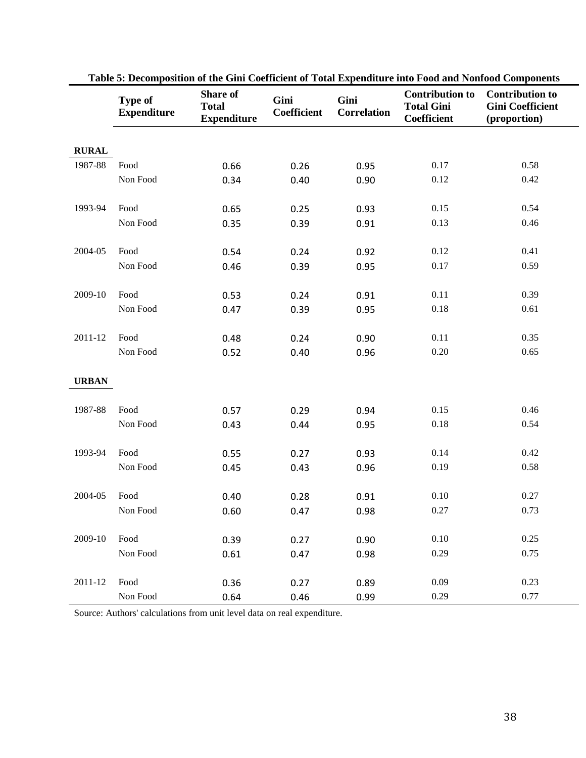**Table 5: Decomposition of the Gini Coefficient of Total Expenditure into Food and Nonfood Components**

| | Type of Expenditure | Share of Total Expenditure | Gini Coefficient | Gini Correlation | Contribution to Total Gini Coefficient | Contribution to Gini Coefficient (proportion) |
|---|---|---|---|---|---|---|
| **RURAL** | | | | | | |
| 1987-88 | Food | 0.66 | 0.26 | 0.95 | 0.17 | 0.58 |
| | Non Food | 0.34 | 0.40 | 0.90 | 0.12 | 0.42 |
| 1993-94 | Food | 0.65 | 0.25 | 0.93 | 0.15 | 0.54 |
| | Non Food | 0.35 | 0.39 | 0.91 | 0.13 | 0.46 |
| 2004-05 | Food | 0.54 | 0.24 | 0.92 | 0.12 | 0.41 |
| | Non Food | 0.46 | 0.39 | 0.95 | 0.17 | 0.59 |
| 2009-10 | Food | 0.53 | 0.24 | 0.91 | 0.11 | 0.39 |
| | Non Food | 0.47 | 0.39 | 0.95 | 0.18 | 0.61 |
| 2011-12 | Food | 0.48 | 0.24 | 0.90 | 0.11 | 0.35 |
| | Non Food | 0.52 | 0.40 | 0.96 | 0.20 | 0.65 |
| **URBAN** | | | | | | |
| 1987-88 | Food | 0.57 | 0.29 | 0.94 | 0.15 | 0.46 |
| | Non Food | 0.43 | 0.44 | 0.95 | 0.18 | 0.54 |
| 1993-94 | Food | 0.55 | 0.27 | 0.93 | 0.14 | 0.42 |
| | Non Food | 0.45 | 0.43 | 0.96 | 0.19 | 0.58 |
| 2004-05 | Food | 0.40 | 0.28 | 0.91 | 0.10 | 0.27 |
| | Non Food | 0.60 | 0.47 | 0.98 | 0.27 | 0.73 |
| 2009-10 | Food | 0.39 | 0.27 | 0.90 | 0.10 | 0.25 |
| | Non Food | 0.61 | 0.47 | 0.98 | 0.29 | 0.75 |
| 2011-12 | Food | 0.36 | 0.27 | 0.89 | 0.09 | 0.23 |
| | Non Food | 0.64 | 0.46 | 0.99 | 0.29 | 0.77 |

Source: Authors' calculations from unit level data on real expenditure.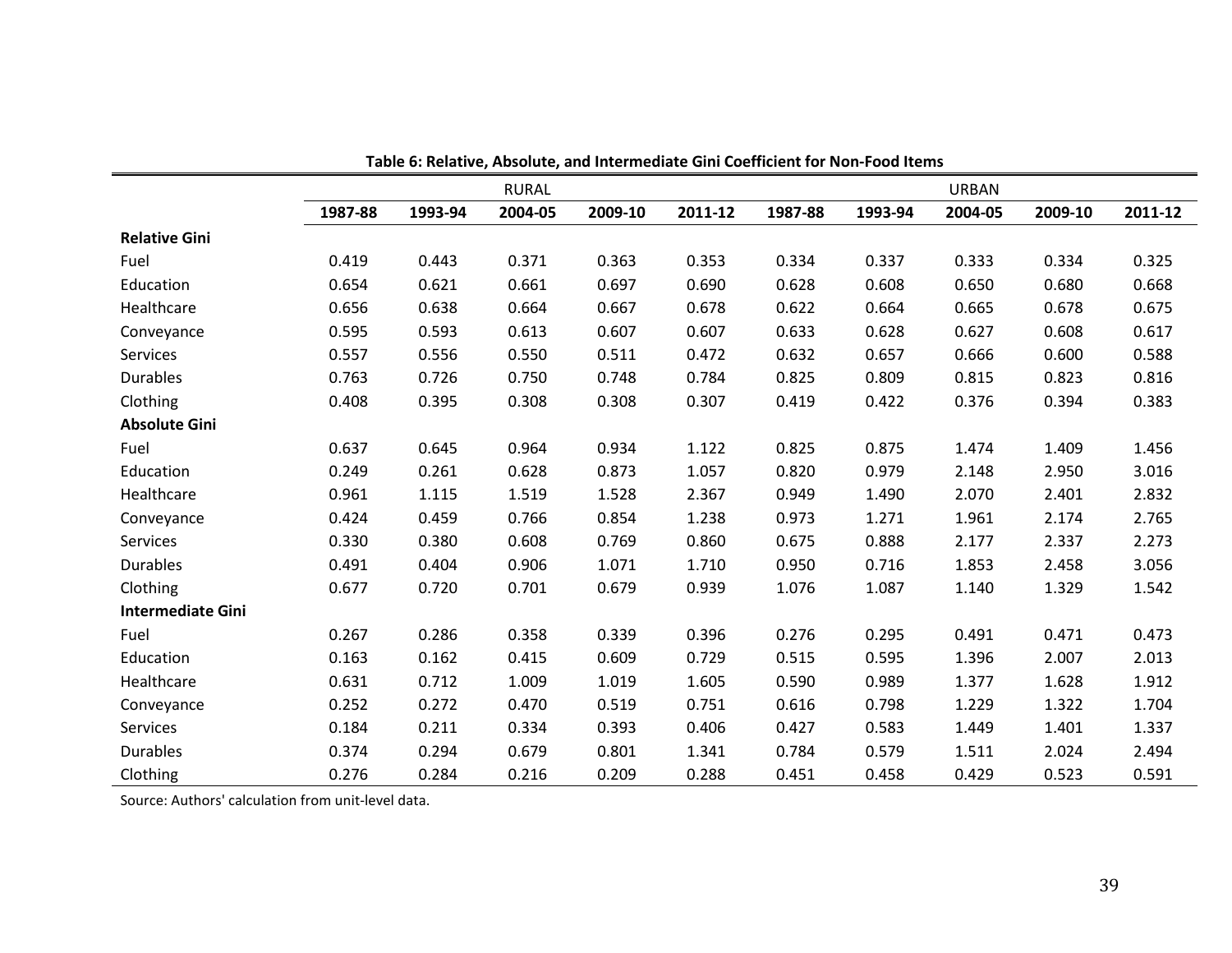**Table 6: Relative, Absolute, and Intermediate Gini Coefficient for Non-Food Items**

| | RURAL | | | | | URBAN | | | | |
|---|---|---|---|---|---|---|---|---|---|---|
| | 1987-88 | 1993-94 | 2004-05 | 2009-10 | 2011-12 | 1987-88 | 1993-94 | 2004-05 | 2009-10 | 2011-12 |
| **Relative Gini** | | | | | | | | | | |
| Fuel | 0.419 | 0.443 | 0.371 | 0.363 | 0.353 | 0.334 | 0.337 | 0.333 | 0.334 | 0.325 |
| Education | 0.654 | 0.621 | 0.661 | 0.697 | 0.690 | 0.628 | 0.608 | 0.650 | 0.680 | 0.668 |
| Healthcare | 0.656 | 0.638 | 0.664 | 0.667 | 0.678 | 0.622 | 0.664 | 0.665 | 0.678 | 0.675 |
| Conveyance | 0.595 | 0.593 | 0.613 | 0.607 | 0.607 | 0.633 | 0.628 | 0.627 | 0.608 | 0.617 |
| Services | 0.557 | 0.556 | 0.550 | 0.511 | 0.472 | 0.632 | 0.657 | 0.666 | 0.600 | 0.588 |
| Durables | 0.763 | 0.726 | 0.750 | 0.748 | 0.784 | 0.825 | 0.809 | 0.815 | 0.823 | 0.816 |
| Clothing | 0.408 | 0.395 | 0.308 | 0.308 | 0.307 | 0.419 | 0.422 | 0.376 | 0.394 | 0.383 |
| **Absolute Gini** | | | | | | | | | | |
| Fuel | 0.637 | 0.645 | 0.964 | 0.934 | 1.122 | 0.825 | 0.875 | 1.474 | 1.409 | 1.456 |
| Education | 0.249 | 0.261 | 0.628 | 0.873 | 1.057 | 0.820 | 0.979 | 2.148 | 2.950 | 3.016 |
| Healthcare | 0.961 | 1.115 | 1.519 | 1.528 | 2.367 | 0.949 | 1.490 | 2.070 | 2.401 | 2.832 |
| Conveyance | 0.424 | 0.459 | 0.766 | 0.854 | 1.238 | 0.973 | 1.271 | 1.961 | 2.174 | 2.765 |
| Services | 0.330 | 0.380 | 0.608 | 0.769 | 0.860 | 0.675 | 0.888 | 2.177 | 2.337 | 2.273 |
| Durables | 0.491 | 0.404 | 0.906 | 1.071 | 1.710 | 0.950 | 0.716 | 1.853 | 2.458 | 3.056 |
| Clothing | 0.677 | 0.720 | 0.701 | 0.679 | 0.939 | 1.076 | 1.087 | 1.140 | 1.329 | 1.542 |
| **Intermediate Gini** | | | | | | | | | | |
| Fuel | 0.267 | 0.286 | 0.358 | 0.339 | 0.396 | 0.276 | 0.295 | 0.491 | 0.471 | 0.473 |
| Education | 0.163 | 0.162 | 0.415 | 0.609 | 0.729 | 0.515 | 0.595 | 1.396 | 2.007 | 2.013 |
| Healthcare | 0.631 | 0.712 | 1.009 | 1.019 | 1.605 | 0.590 | 0.989 | 1.377 | 1.628 | 1.912 |
| Conveyance | 0.252 | 0.272 | 0.470 | 0.519 | 0.751 | 0.616 | 0.798 | 1.229 | 1.322 | 1.704 |
| Services | 0.184 | 0.211 | 0.334 | 0.393 | 0.406 | 0.427 | 0.583 | 1.449 | 1.401 | 1.337 |
| Durables | 0.374 | 0.294 | 0.679 | 0.801 | 1.341 | 0.784 | 0.579 | 1.511 | 2.024 | 2.494 |
| Clothing | 0.276 | 0.284 | 0.216 | 0.209 | 0.288 | 0.451 | 0.458 | 0.429 | 0.523 | 0.591 |

Source: Authors' calculation from unit-level data.